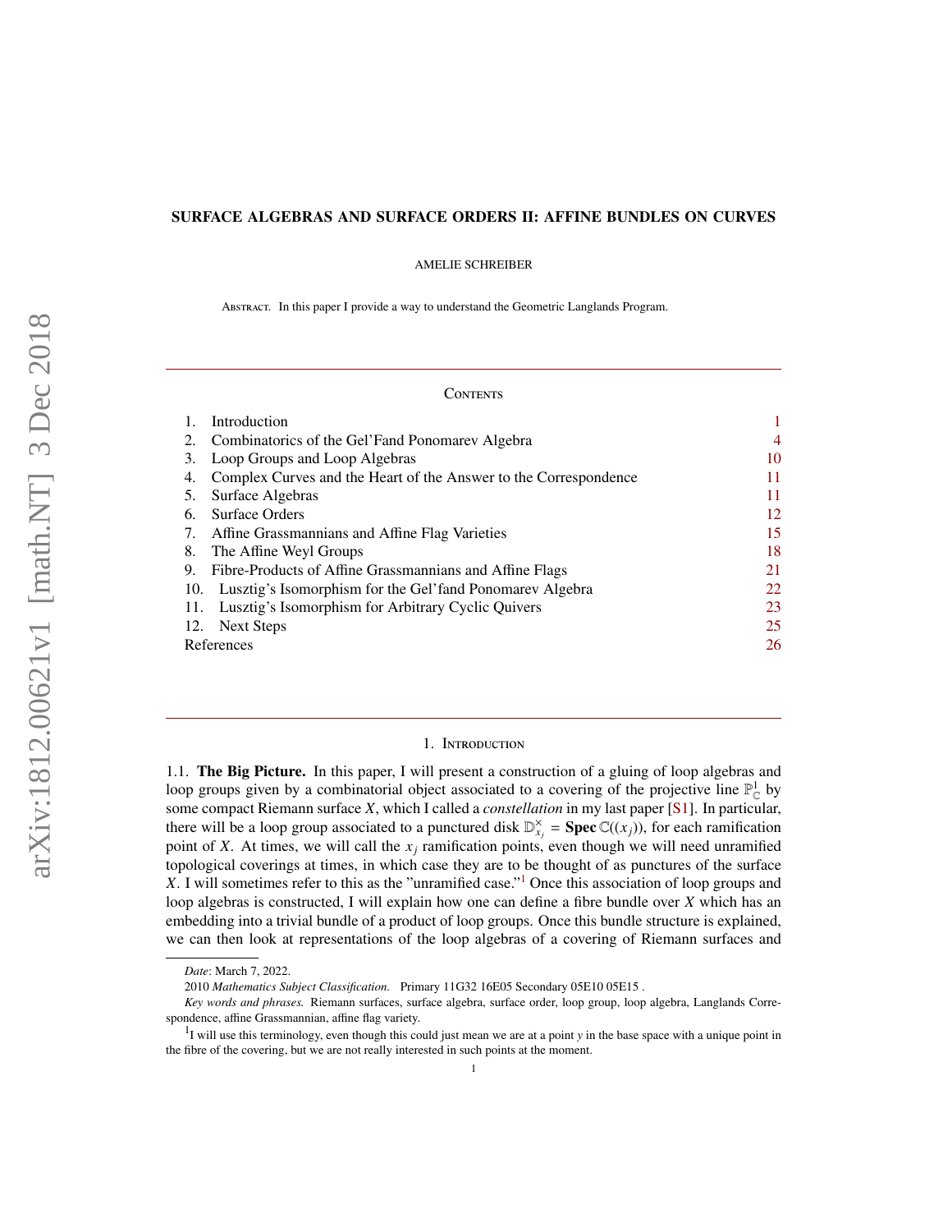# SURFACE ALGEBRAS AND SURFACE ORDERS II: AFFINE BUNDLES ON CURVES

AMELIE SCHREIBER

Abstract. In this paper I provide a way to understand the Geometric Langlands Program.

## Contents

1. Introduction 1
2. Combinatorics of the Gel'Fand Ponomarev Algebra 4
3. Loop Groups and Loop Algebras 10
4. Complex Curves and the Heart of the Answer to the Correspondence 11
5. Surface Algebras 11
6. Surface Orders 12
7. Affine Grassmannians and Affine Flag Varieties 15
8. The Affine Weyl Groups 18
9. Fibre-Products of Affine Grassmannians and Affine Flags 21
10. Lusztig's Isomorphism for the Gel'fand Ponomarev Algebra 22
11. Lusztig's Isomorphism for Arbitrary Cyclic Quivers 23
12. Next Steps 25

References 26

## 1. Introduction

1.1. **The Big Picture.** In this paper, I will present a construction of a gluing of loop algebras and loop groups given by a combinatorial object associated to a covering of the projective line $\mathbb{P}^1_{\mathbb{C}}$ by some compact Riemann surface $X$, which I called a *constellation* in my last paper [S1]. In particular, there will be a loop group associated to a punctured disk $\mathbb{D}^{\times}_{x_j} = \textbf{Spec}\,\mathbb{C}((x_j))$, for each ramification point of $X$. At times, we will call the $x_j$ ramification points, even though we will need unramified topological coverings at times, in which case they are to be thought of as punctures of the surface $X$. I will sometimes refer to this as the "unramified case."[1] Once this association of loop groups and loop algebras is constructed, I will explain how one can define a fibre bundle over $X$ which has an embedding into a trivial bundle of a product of loop groups. Once this bundle structure is explained, we can then look at representations of the loop algebras of a covering of Riemann surfaces and

*Date*: March 7, 2022.

2010 *Mathematics Subject Classification.* Primary 11G32 16E05 Secondary 05E10 05E15 .

*Key words and phrases.* Riemann surfaces, surface algebra, surface order, loop group, loop algebra, Langlands Correspondence, affine Grassmannian, affine flag variety.

[1] I will use this terminology, even though this could just mean we are at a point $y$ in the base space with a unique point in the fibre of the covering, but we are not really interested in such points at the moment.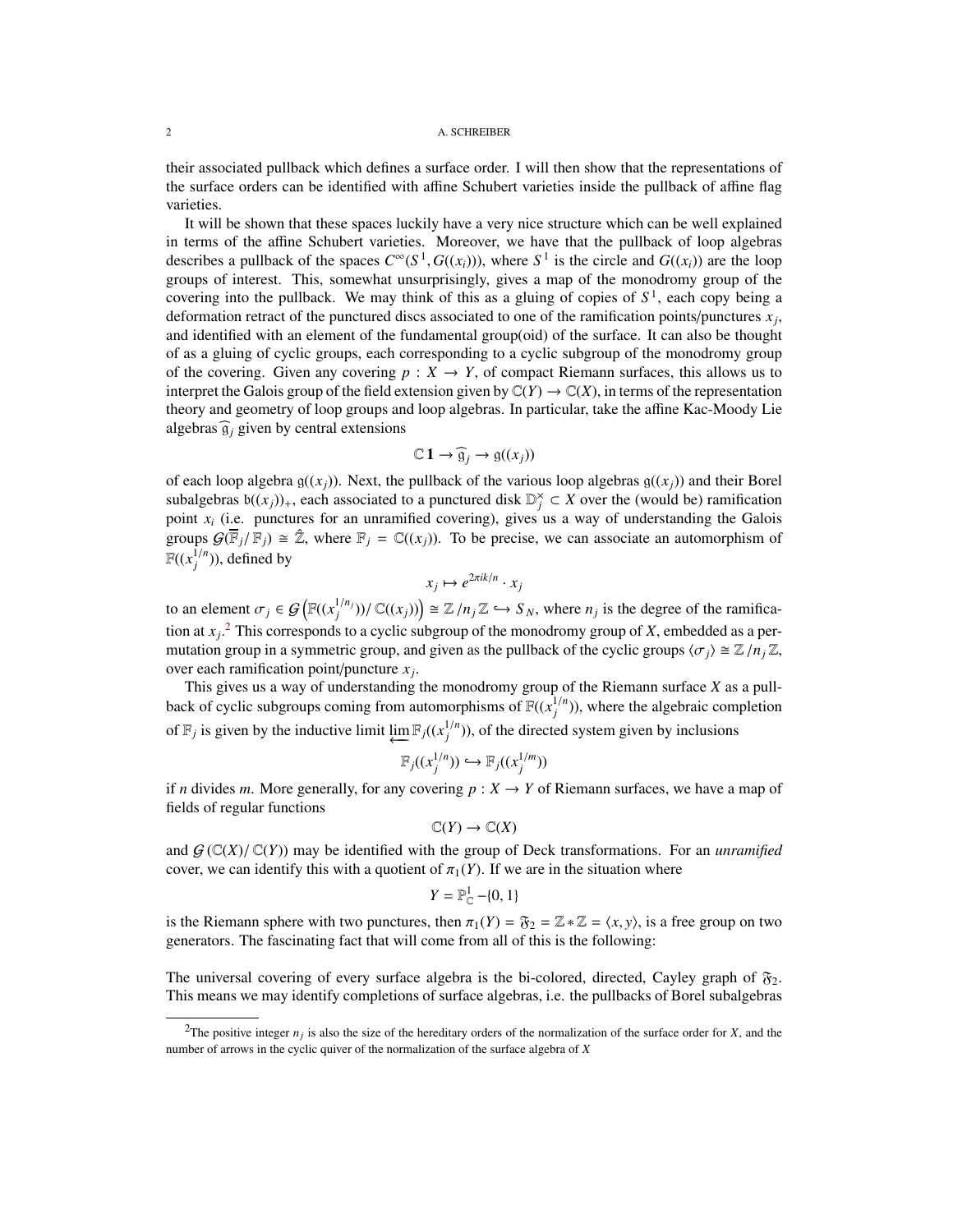their associated pullback which defines a surface order. I will then show that the representations of the surface orders can be identified with affine Schubert varieties inside the pullback of affine flag varieties.

It will be shown that these spaces luckily have a very nice structure which can be well explained in terms of the affine Schubert varieties. Moreover, we have that the pullback of loop algebras describes a pullback of the spaces $C^\infty(S^1, G((x_i)))$, where $S^1$ is the circle and $G((x_i))$ are the loop groups of interest. This, somewhat unsurprisingly, gives a map of the monodromy group of the covering into the pullback. We may think of this as a gluing of copies of $S^1$, each copy being a deformation retract of the punctured discs associated to one of the ramification points/punctures $x_j$, and identified with an element of the fundamental group(oid) of the surface. It can also be thought of as a gluing of cyclic groups, each corresponding to a cyclic subgroup of the monodromy group of the covering. Given any covering $p : X \to Y$, of compact Riemann surfaces, this allows us to interpret the Galois group of the field extension given by $\mathbb{C}(Y) \to \mathbb{C}(X)$, in terms of the representation theory and geometry of loop groups and loop algebras. In particular, take the affine Kac-Moody Lie algebras $\widehat{\mathfrak{g}}_j$ given by central extensions

$$\mathbb{C}\mathbf{1} \to \widehat{\mathfrak{g}}_j \to \mathfrak{g}((x_j))$$

of each loop algebra $\mathfrak{g}((x_j))$. Next, the pullback of the various loop algebras $\mathfrak{g}((x_j))$ and their Borel subalgebras $\mathfrak{b}((x_j))_+$, each associated to a punctured disk $\mathbb{D}_j^\times \subset X$ over the (would be) ramification point $x_i$ (i.e. punctures for an unramified covering), gives us a way of understanding the Galois groups $\mathcal{G}(\overline{\mathbb{F}}_j/\mathbb{F}_j) \cong \hat{\mathbb{Z}}$, where $\mathbb{F}_j = \mathbb{C}((x_j))$. To be precise, we can associate an automorphism of $\mathbb{F}((x_j^{1/n}))$, defined by

$$x_j \mapsto e^{2\pi i k/n} \cdot x_j$$

to an element $\sigma_j \in \mathcal{G}\left(\mathbb{F}((x_j^{1/n_j}))/\mathbb{C}((x_j))\right) \cong \mathbb{Z}/n_j\mathbb{Z} \hookrightarrow S_N$, where $n_j$ is the degree of the ramification at $x_j$.[2] This corresponds to a cyclic subgroup of the monodromy group of $X$, embedded as a permutation group in a symmetric group, and given as the pullback of the cyclic groups $\langle \sigma_j \rangle \cong \mathbb{Z}/n_j\mathbb{Z}$, over each ramification point/puncture $x_j$.

This gives us a way of understanding the monodromy group of the Riemann surface $X$ as a pullback of cyclic subgroups coming from automorphisms of $\mathbb{F}((x_j^{1/n}))$, where the algebraic completion of $\mathbb{F}_j$ is given by the inductive limit $\varprojlim \mathbb{F}_j((x_j^{1/n}))$, of the directed system given by inclusions

$$\mathbb{F}_j((x_j^{1/n})) \hookrightarrow \mathbb{F}_j((x_j^{1/m}))$$

if $n$ divides $m$. More generally, for any covering $p : X \to Y$ of Riemann surfaces, we have a map of fields of regular functions

$$\mathbb{C}(Y) \to \mathbb{C}(X)$$

and $\mathcal{G}(\mathbb{C}(X)/\mathbb{C}(Y))$ may be identified with the group of Deck transformations. For an *unramified* cover, we can identify this with a quotient of $\pi_1(Y)$. If we are in the situation where

$$Y = \mathbb{P}^1_{\mathbb{C}} - \{0, 1\}$$

is the Riemann sphere with two punctures, then $\pi_1(Y) = \mathfrak{F}_2 = \mathbb{Z} * \mathbb{Z} = \langle x, y \rangle$, is a free group on two generators. The fascinating fact that will come from all of this is the following:

The universal covering of every surface algebra is the bi-colored, directed, Cayley graph of $\mathfrak{F}_2$. This means we may identify completions of surface algebras, i.e. the pullbacks of Borel subalgebras

[2] The positive integer $n_j$ is also the size of the hereditary orders of the normalization of the surface order for $X$, and the number of arrows in the cyclic quiver of the normalization of the surface algebra of $X$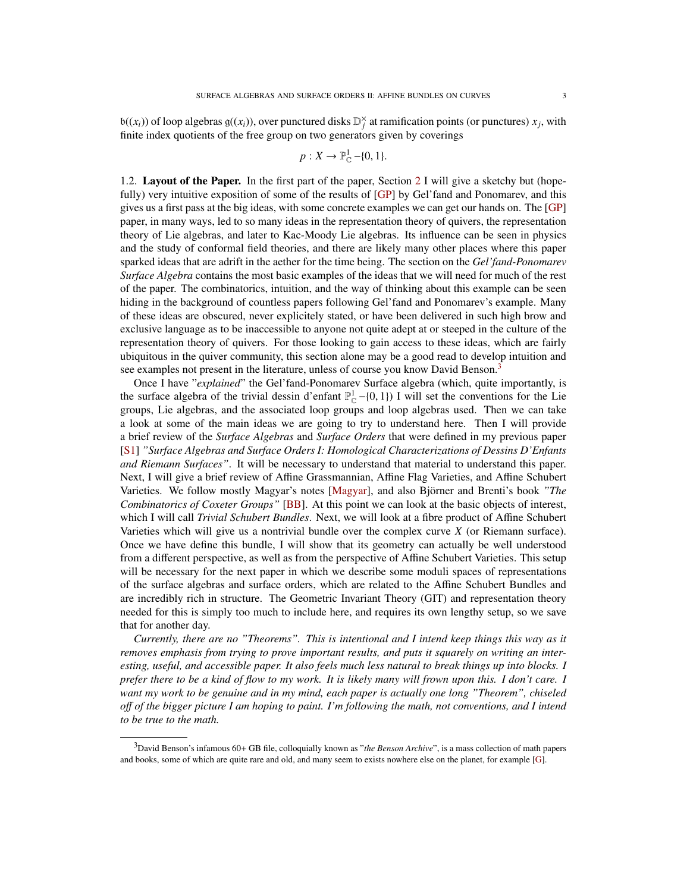$\mathfrak{b}((x_i))$ of loop algebras $\mathfrak{g}((x_i))$, over punctured disks $\mathbb{D}_j^\times$ at ramification points (or punctures) $x_j$, with finite index quotients of the free group on two generators given by coverings

$$p : X \to \mathbb{P}^1_{\mathbb{C}} - \{0, 1\}.$$

1.2. **Layout of the Paper.** In the first part of the paper, Section 2 I will give a sketchy but (hopefully) very intuitive exposition of some of the results of [GP] by Gel'fand and Ponomarev, and this gives us a first pass at the big ideas, with some concrete examples we can get our hands on. The [GP] paper, in many ways, led to so many ideas in the representation theory of quivers, the representation theory of Lie algebras, and later to Kac-Moody Lie algebras. Its influence can be seen in physics and the study of conformal field theories, and there are likely many other places where this paper sparked ideas that are adrift in the aether for the time being. The section on the *Gel'fand-Ponomarev Surface Algebra* contains the most basic examples of the ideas that we will need for much of the rest of the paper. The combinatorics, intuition, and the way of thinking about this example can be seen hiding in the background of countless papers following Gel'fand and Ponomarev's example. Many of these ideas are obscured, never explicitely stated, or have been delivered in such high brow and exclusive language as to be inaccessible to anyone not quite adept at or steeped in the culture of the representation theory of quivers. For those looking to gain access to these ideas, which are fairly ubiquitous in the quiver community, this section alone may be a good read to develop intuition and see examples not present in the literature, unless of course you know David Benson.[3]

Once I have "*explained*" the Gel'fand-Ponomarev Surface algebra (which, quite importantly, is the surface algebra of the trivial dessin d'enfant $\mathbb{P}^1_{\mathbb{C}} - \{0, 1\}$) I will set the conventions for the Lie groups, Lie algebras, and the associated loop groups and loop algebras used. Then we can take a look at some of the main ideas we are going to try to understand here. Then I will provide a brief review of the *Surface Algebras* and *Surface Orders* that were defined in my previous paper [S1] *"Surface Algebras and Surface Orders I: Homological Characterizations of Dessins D'Enfants and Riemann Surfaces"*. It will be necessary to understand that material to understand this paper. Next, I will give a brief review of Affine Grassmannian, Affine Flag Varieties, and Affine Schubert Varieties. We follow mostly Magyar's notes [Magyar], and also Björner and Brenti's book *"The Combinatorics of Coxeter Groups"* [BB]. At this point we can look at the basic objects of interest, which I will call *Trivial Schubert Bundles*. Next, we will look at a fibre product of Affine Schubert Varieties which will give us a nontrivial bundle over the complex curve $X$ (or Riemann surface). Once we have define this bundle, I will show that its geometry can actually be well understood from a different perspective, as well as from the perspective of Affine Schubert Varieties. This setup will be necessary for the next paper in which we describe some moduli spaces of representations of the surface algebras and surface orders, which are related to the Affine Schubert Bundles and are incredibly rich in structure. The Geometric Invariant Theory (GIT) and representation theory needed for this is simply too much to include here, and requires its own lengthy setup, so we save that for another day.

*Currently, there are no "Theorems". This is intentional and I intend keep things this way as it removes emphasis from trying to prove important results, and puts it squarely on writing an interesting, useful, and accessible paper. It also feels much less natural to break things up into blocks. I prefer there to be a kind of flow to my work. It is likely many will frown upon this. I don't care. I want my work to be genuine and in my mind, each paper is actually one long "Theorem", chiseled off of the bigger picture I am hoping to paint. I'm following the math, not conventions, and I intend to be true to the math.*

---

[3] David Benson's infamous 60+ GB file, colloquially known as "*the Benson Archive*", is a mass collection of math papers and books, some of which are quite rare and old, and many seem to exists nowhere else on the planet, for example [G].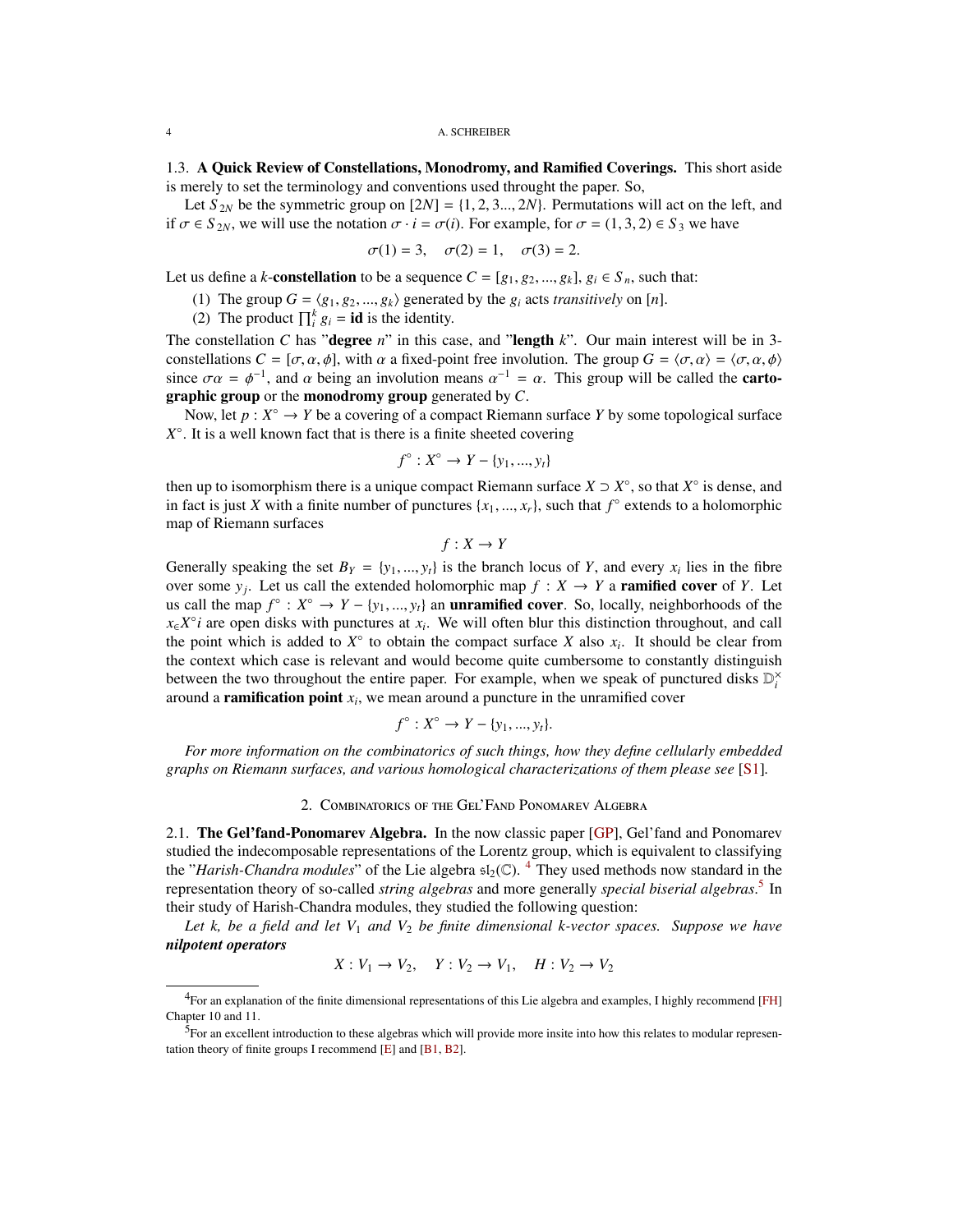### 1.3. **A Quick Review of Constellations, Monodromy, and Ramified Coverings.**

This short aside is merely to set the terminology and conventions used throught the paper. So,

Let $S_{2N}$ be the symmetric group on $[2N] = \{1, 2, 3..., 2N\}$. Permutations will act on the left, and if $\sigma \in S_{2N}$, we will use the notation $\sigma \cdot i = \sigma(i)$. For example, for $\sigma = (1, 3, 2) \in S_3$ we have

$$\sigma(1) = 3, \quad \sigma(2) = 1, \quad \sigma(3) = 2.$$

Let us define a $k$-**constellation** to be a sequence $C = [g_1, g_2, ..., g_k]$, $g_i \in S_n$, such that:

1. The group $G = \langle g_1, g_2, ..., g_k \rangle$ generated by the $g_i$ acts *transitively* on $[n]$.
2. The product $\prod_i^k g_i = \mathbf{id}$ is the identity.

The constellation $C$ has "**degree** $n$" in this case, and "**length** $k$". Our main interest will be in 3-constellations $C = [\sigma, \alpha, \phi]$, with $\alpha$ a fixed-point free involution. The group $G = \langle \sigma, \alpha \rangle = \langle \sigma, \alpha, \phi \rangle$ since $\sigma\alpha = \phi^{-1}$, and $\alpha$ being an involution means $\alpha^{-1} = \alpha$. This group will be called the **cartographic group** or the **monodromy group** generated by $C$.

Now, let $p : X^\circ \to Y$ be a covering of a compact Riemann surface $Y$ by some topological surface $X^\circ$. It is a well known fact that is there is a finite sheeted covering

$$f^\circ : X^\circ \to Y - \{y_1, ..., y_t\}$$

then up to isomorphism there is a unique compact Riemann surface $X \supset X^\circ$, so that $X^\circ$ is dense, and in fact is just $X$ with a finite number of punctures $\{x_1, ..., x_r\}$, such that $f^\circ$ extends to a holomorphic map of Riemann surfaces

$$f : X \to Y$$

Generally speaking the set $B_Y = \{y_1, ..., y_t\}$ is the branch locus of $Y$, and every $x_i$ lies in the fibre over some $y_j$. Let us call the extended holomorphic map $f : X \to Y$ a **ramified cover** of $Y$. Let us call the map $f^\circ : X^\circ \to Y - \{y_1, ..., y_t\}$ an **unramified cover**. So, locally, neighborhoods of the $x_\epsilon X^\circ i$ are open disks with punctures at $x_i$. We will often blur this distinction throughout, and call the point which is added to $X^\circ$ to obtain the compact surface $X$ also $x_i$. It should be clear from the context which case is relevant and would become quite cumbersome to constantly distinguish between the two throughout the entire paper. For example, when we speak of punctured disks $\mathbb{D}_i^\times$ around a **ramification point** $x_i$, we mean around a puncture in the unramified cover

$$f^\circ : X^\circ \to Y - \{y_1, ..., y_t\}.$$

*For more information on the combinatorics of such things, how they define cellularly embedded graphs on Riemann surfaces, and various homological characterizations of them please see* [S1].

## 2. Combinatorics of the Gel'Fand Ponomarev Algebra

### 2.1. **The Gel'fand-Ponomarev Algebra.**

In the now classic paper [GP], Gel'fand and Ponomarev studied the indecomposable representations of the Lorentz group, which is equivalent to classifying the "*Harish-Chandra modules*" of the Lie algebra $\mathfrak{sl}_2(\mathbb{C})$. [4] They used methods now standard in the representation theory of so-called *string algebras* and more generally *special biserial algebras*.[5] In their study of Harish-Chandra modules, they studied the following question:

*Let k, be a field and let $V_1$ and $V_2$ be finite dimensional k-vector spaces. Suppose we have* ***nilpotent operators***

$$X : V_1 \to V_2, \quad Y : V_2 \to V_1, \quad H : V_2 \to V_2$$

---

[4] For an explanation of the finite dimensional representations of this Lie algebra and examples, I highly recommend [FH] Chapter 10 and 11.

[5] For an excellent introduction to these algebras which will provide more insite into how this relates to modular representation theory of finite groups I recommend [E] and [B1, B2].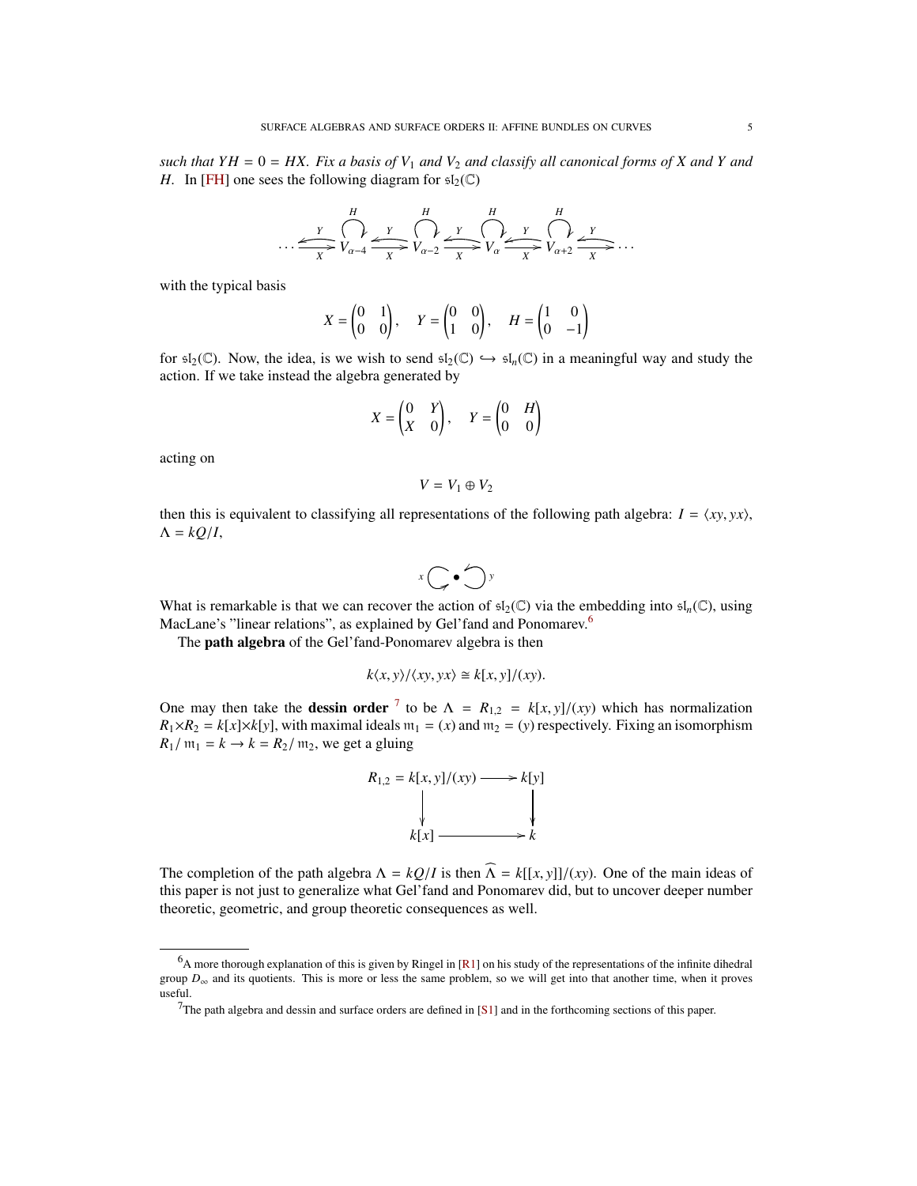*such that $YH = 0 = HX$. Fix a basis of $V_1$ and $V_2$ and classify all canonical forms of $X$ and $Y$ and $H$.* In [FH] one sees the following diagram for $\mathfrak{sl}_2(\mathbb{C})$

$$\cdots \underset{X}{\overset{Y}{\rightleftarrows}} V_{\alpha-4} \underset{X}{\overset{Y}{\rightleftarrows}} V_{\alpha-2} \underset{X}{\overset{Y}{\rightleftarrows}} V_{\alpha} \underset{X}{\overset{Y}{\rightleftarrows}} V_{\alpha+2} \underset{X}{\overset{Y}{\rightleftarrows}} \cdots$$

(with a loop $H$ at each $V$)

with the typical basis

$$X = \begin{pmatrix} 0 & 1 \\ 0 & 0 \end{pmatrix}, \quad Y = \begin{pmatrix} 0 & 0 \\ 1 & 0 \end{pmatrix}, \quad H = \begin{pmatrix} 1 & 0 \\ 0 & -1 \end{pmatrix}$$

for $\mathfrak{sl}_2(\mathbb{C})$. Now, the idea, is we wish to send $\mathfrak{sl}_2(\mathbb{C}) \hookrightarrow \mathfrak{sl}_n(\mathbb{C})$ in a meaningful way and study the action. If we take instead the algebra generated by

$$X = \begin{pmatrix} 0 & Y \\ X & 0 \end{pmatrix}, \quad Y = \begin{pmatrix} 0 & H \\ 0 & 0 \end{pmatrix}$$

acting on

$$V = V_1 \oplus V_2$$

then this is equivalent to classifying all representations of the following path algebra: $I = \langle xy, yx \rangle$, $\Lambda = kQ/I$,

$$x \circlearrowright \bullet \circlearrowleft y$$

What is remarkable is that we can recover the action of $\mathfrak{sl}_2(\mathbb{C})$ via the embedding into $\mathfrak{sl}_n(\mathbb{C})$, using MacLane's "linear relations", as explained by Gel'fand and Ponomarev.[6]

The **path algebra** of the Gel'fand-Ponomarev algebra is then

$$k\langle x, y \rangle / \langle xy, yx \rangle \cong k[x, y]/(xy).$$

One may then take the **dessin order** [7] to be $\Lambda = R_{1,2} = k[x, y]/(xy)$ which has normalization $R_1 \times R_2 = k[x] \times k[y]$, with maximal ideals $\mathfrak{m}_1 = (x)$ and $\mathfrak{m}_2 = (y)$ respectively. Fixing an isomorphism $R_1/\mathfrak{m}_1 = k \to k = R_2/\mathfrak{m}_2$, we get a gluing

$$\begin{array}{ccc} R_{1,2} = k[x,y]/(xy) & \longrightarrow & k[y] \\ \downarrow & & \downarrow \\ k[x] & \longrightarrow & k \end{array}$$

The completion of the path algebra $\Lambda = kQ/I$ is then $\widehat{\Lambda} = k[[x, y]]/(xy)$. One of the main ideas of this paper is not just to generalize what Gel'fand and Ponomarev did, but to uncover deeper number theoretic, geometric, and group theoretic consequences as well.

[6] A more thorough explanation of this is given by Ringel in [R1] on his study of the representations of the infinite dihedral group $D_\infty$ and its quotients. This is more or less the same problem, so we will get into that another time, when it proves useful.

[7] The path algebra and dessin and surface orders are defined in [S1] and in the forthcoming sections of this paper.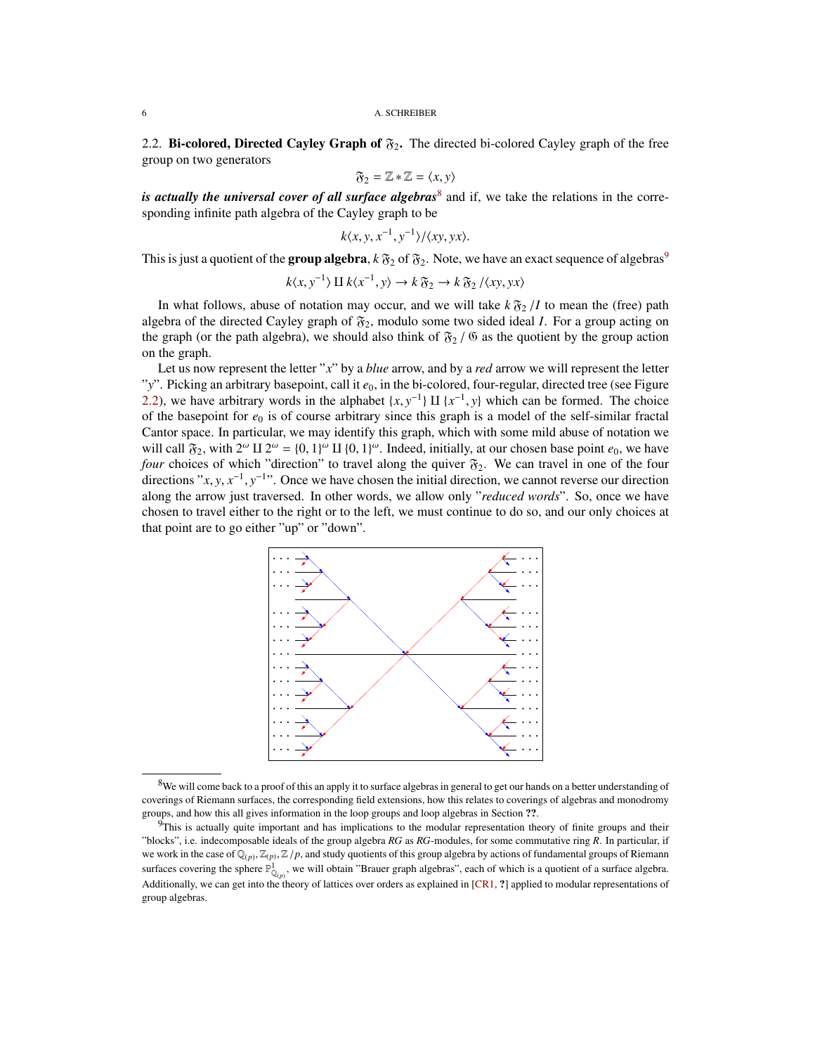### 2.2. Bi-colored, Directed Cayley Graph of $\mathfrak{F}_2$.

The directed bi-colored Cayley graph of the free group on two generators

$$\mathfrak{F}_2 = \mathbb{Z} * \mathbb{Z} = \langle x, y \rangle$$

***is actually the universal cover of all surface algebras***[8] and if, we take the relations in the corresponding infinite path algebra of the Cayley graph to be

$$k\langle x, y, x^{-1}, y^{-1} \rangle / \langle xy, yx \rangle.$$

This is just a quotient of the **group algebra**, $k\,\mathfrak{F}_2$ of $\mathfrak{F}_2$. Note, we have an exact sequence of algebras[9]

$$k\langle x, y^{-1} \rangle \amalg k\langle x^{-1}, y \rangle \to k\,\mathfrak{F}_2 \to k\,\mathfrak{F}_2 / \langle xy, yx \rangle$$

In what follows, abuse of notation may occur, and we will take $k\,\mathfrak{F}_2 / I$ to mean the (free) path algebra of the directed Cayley graph of $\mathfrak{F}_2$, modulo some two sided ideal $I$. For a group acting on the graph (or the path algebra), we should also think of $\mathfrak{F}_2 / \mathfrak{G}$ as the quotient by the group action on the graph.

Let us now represent the letter "$x$" by a *blue* arrow, and by a *red* arrow we will represent the letter "$y$". Picking an arbitrary basepoint, call it $e_0$, in the bi-colored, four-regular, directed tree (see Figure 2.2), we have arbitrary words in the alphabet $\{x, y^{-1}\} \amalg \{x^{-1}, y\}$ which can be formed. The choice of the basepoint for $e_0$ is of course arbitrary since this graph is a model of the self-similar fractal Cantor space. In particular, we may identify this graph, which with some mild abuse of notation we will call $\mathfrak{F}_2$, with $2^\omega \amalg 2^\omega = \{0,1\}^\omega \amalg \{0,1\}^\omega$. Indeed, initially, at our chosen base point $e_0$, we have *four* choices of which "direction" to travel along the quiver $\mathfrak{F}_2$. We can travel in one of the four directions "$x, y, x^{-1}, y^{-1}$". Once we have chosen the initial direction, we cannot reverse our direction along the arrow just traversed. In other words, we allow only "*reduced words*". So, once we have chosen to travel either to the right or to the left, we must continue to do so, and our only choices at that point are to go either "up" or "down".

---

[8] We will come back to a proof of this an apply it to surface algebras in general to get our hands on a better understanding of coverings of Riemann surfaces, the corresponding field extensions, how this relates to coverings of algebras and monodromy groups, and how this all gives information in the loop groups and loop algebras in Section **??**.

[9] This is actually quite important and has implications to the modular representation theory of finite groups and their "blocks", i.e. indecomposable ideals of the group algebra $RG$ as $RG$-modules, for some commutative ring $R$. In particular, if we work in the case of $\mathbb{Q}_{(p)}, \mathbb{Z}_{(p)}, \mathbb{Z}/p$, and study quotients of this group algebra by actions of fundamental groups of Riemann surfaces covering the sphere $\mathbb{P}^1_{\mathbb{Q}_{(p)}}$, we will obtain "Brauer graph algebras", each of which is a quotient of a surface algebra. Additionally, we can get into the theory of lattices over orders as explained in [CR1, **?**] applied to modular representations of group algebras.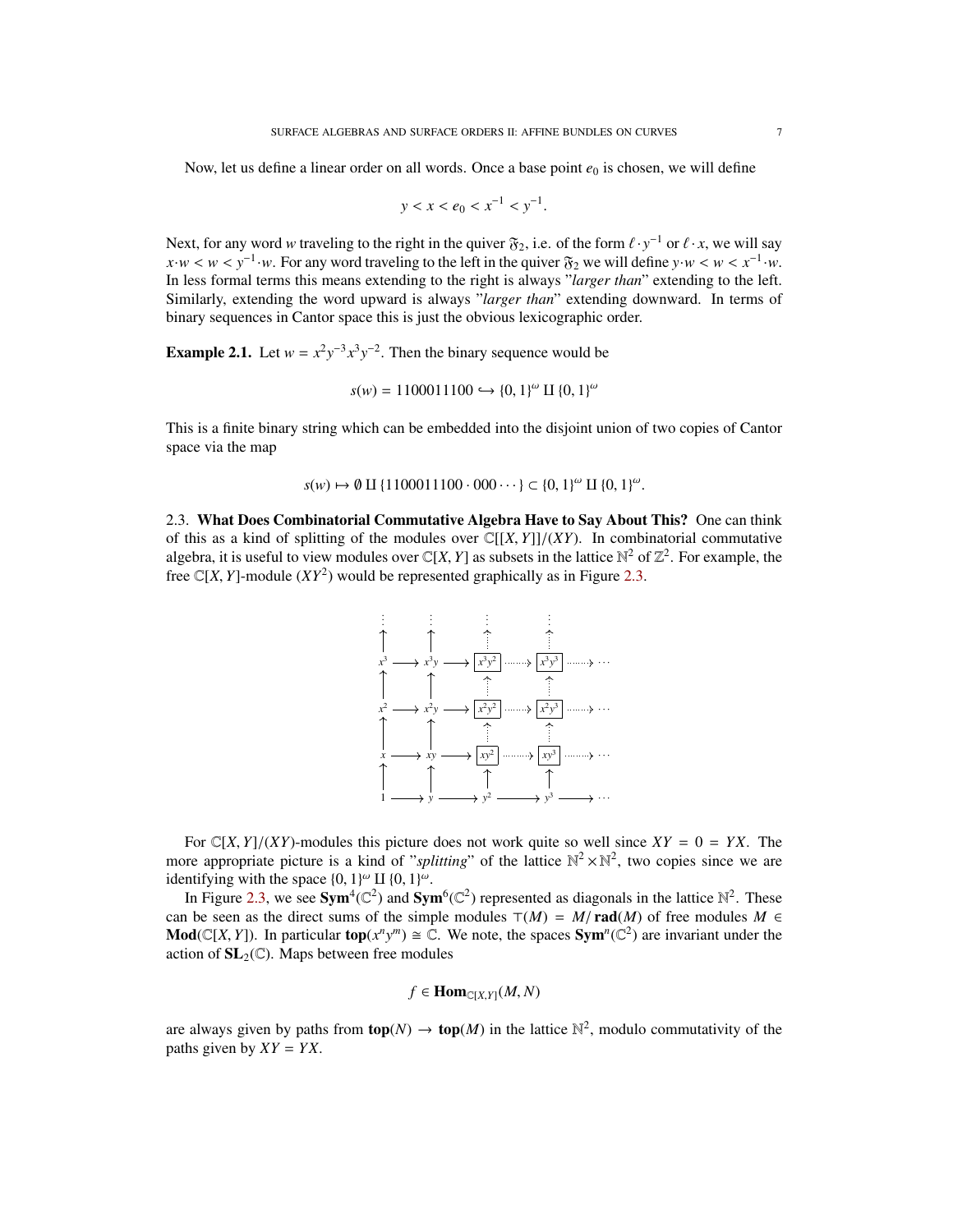Now, let us define a linear order on all words. Once a base point $e_0$ is chosen, we will define

$$y < x < e_0 < x^{-1} < y^{-1}.$$

Next, for any word $w$ traveling to the right in the quiver $\mathfrak{F}_2$, i.e. of the form $\ell \cdot y^{-1}$ or $\ell \cdot x$, we will say $x \cdot w < w < y^{-1} \cdot w$. For any word traveling to the left in the quiver $\mathfrak{F}_2$ we will define $y \cdot w < w < x^{-1} \cdot w$. In less formal terms this means extending to the right is always "*larger than*" extending to the left. Similarly, extending the word upward is always "*larger than*" extending downward. In terms of binary sequences in Cantor space this is just the obvious lexicographic order.

**Example 2.1.** Let $w = x^2y^{-3}x^3y^{-2}$. Then the binary sequence would be

$$s(w) = 1100011100 \hookrightarrow \{0,1\}^\omega \amalg \{0,1\}^\omega$$

This is a finite binary string which can be embedded into the disjoint union of two copies of Cantor space via the map

$$s(w) \mapsto \emptyset \amalg \{1100011100 \cdot 000 \cdots\} \subset \{0,1\}^\omega \amalg \{0,1\}^\omega.$$

### 2.3. What Does Combinatorial Commutative Algebra Have to Say About This?

One can think of this as a kind of splitting of the modules over $\mathbb{C}[[X,Y]]/(XY)$. In combinatorial commutative algebra, it is useful to view modules over $\mathbb{C}[X,Y]$ as subsets in the lattice $\mathbb{N}^2$ of $\mathbb{Z}^2$. For example, the free $\mathbb{C}[X,Y]$-module $(XY^2)$ would be represented graphically as in Figure 2.3.

$$\begin{array}{ccccccccc}
\vdots & & \vdots & & \vdots & & \vdots & & \\
\uparrow & & \uparrow & & \uparrow & & \uparrow & & \\
x^3 & \longrightarrow & x^3y & \longrightarrow & \boxed{x^3y^2} & \dashrightarrow & \boxed{x^3y^3} & \dashrightarrow & \cdots \\
\uparrow & & \uparrow & & \uparrow & & \uparrow & & \\
x^2 & \longrightarrow & x^2y & \longrightarrow & \boxed{x^2y^2} & \dashrightarrow & \boxed{x^2y^3} & \dashrightarrow & \cdots \\
\uparrow & & \uparrow & & \uparrow & & \uparrow & & \\
x & \longrightarrow & xy & \longrightarrow & \boxed{xy^2} & \dashrightarrow & \boxed{xy^3} & \dashrightarrow & \cdots \\
\uparrow & & \uparrow & & \uparrow & & \uparrow & & \\
1 & \longrightarrow & y & \longrightarrow & y^2 & \longrightarrow & y^3 & \longrightarrow & \cdots
\end{array}$$

For $\mathbb{C}[X,Y]/(XY)$-modules this picture does not work quite so well since $XY = 0 = YX$. The more appropriate picture is a kind of "*splitting*" of the lattice $\mathbb{N}^2 \times \mathbb{N}^2$, two copies since we are identifying with the space $\{0,1\}^\omega \amalg \{0,1\}^\omega$.

In Figure 2.3, we see $\mathbf{Sym}^4(\mathbb{C}^2)$ and $\mathbf{Sym}^6(\mathbb{C}^2)$ represented as diagonals in the lattice $\mathbb{N}^2$. These can be seen as the direct sums of the simple modules $\top(M) = M/\mathbf{rad}(M)$ of free modules $M \in \mathbf{Mod}(\mathbb{C}[X,Y])$. In particular $\mathbf{top}(x^ny^m) \cong \mathbb{C}$. We note, the spaces $\mathbf{Sym}^n(\mathbb{C}^2)$ are invariant under the action of $\mathbf{SL}_2(\mathbb{C})$. Maps between free modules

$$f \in \mathbf{Hom}_{\mathbb{C}[X,Y]}(M,N)$$

are always given by paths from $\mathbf{top}(N) \to \mathbf{top}(M)$ in the lattice $\mathbb{N}^2$, modulo commutativity of the paths given by $XY = YX$.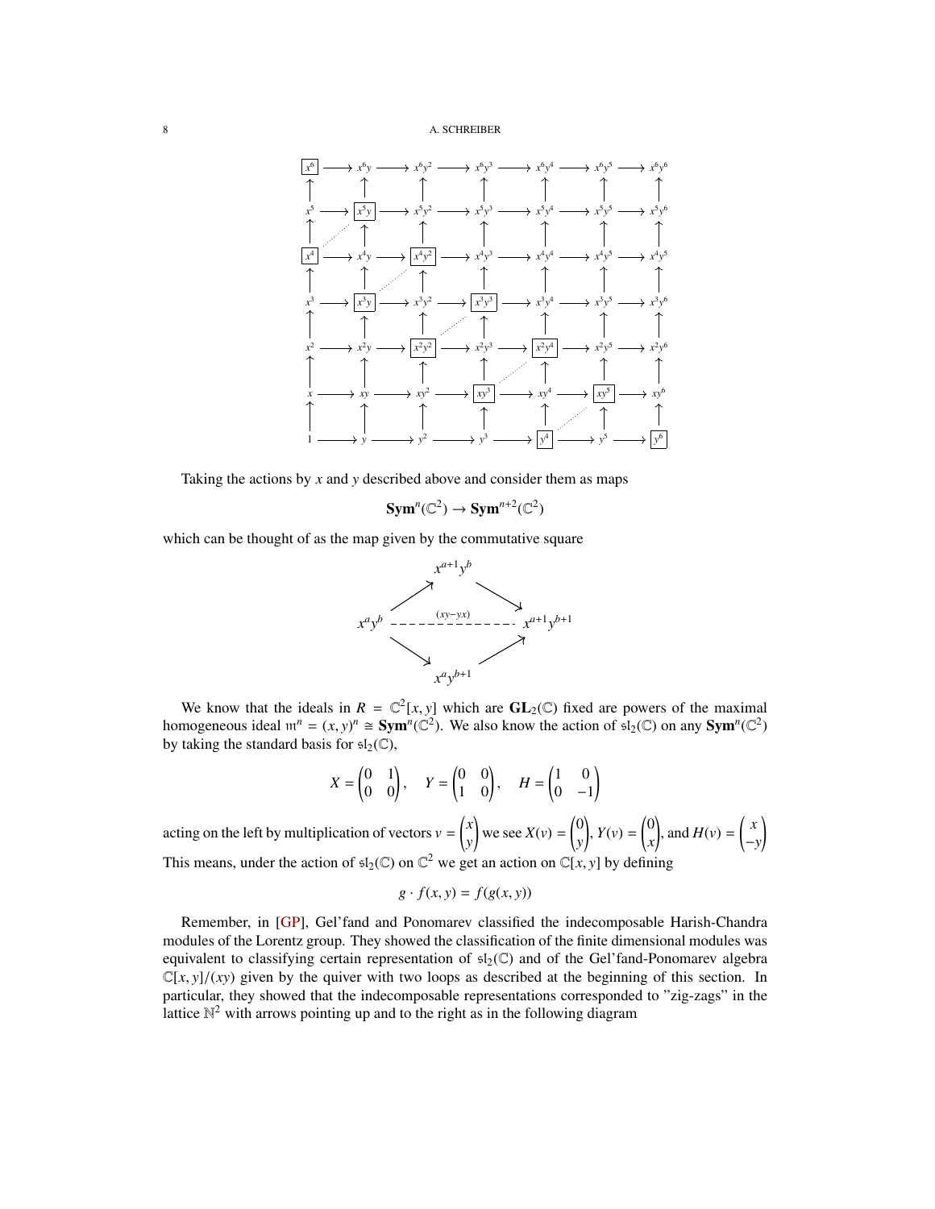$$
\begin{array}{ccccccccccccc}
\boxed{x^6} & \longrightarrow & x^6y & \longrightarrow & x^6y^2 & \longrightarrow & x^6y^3 & \longrightarrow & x^6y^4 & \longrightarrow & x^6y^5 & \longrightarrow & x^6y^6 \\
\uparrow & & \uparrow & & \uparrow & & \uparrow & & \uparrow & & \uparrow & & \uparrow \\
x^5 & \longrightarrow & \boxed{x^5y} & \longrightarrow & x^5y^2 & \longrightarrow & x^5y^3 & \longrightarrow & x^5y^4 & \longrightarrow & x^5y^5 & \longrightarrow & x^5y^6 \\
\uparrow & & \uparrow & & \uparrow & & \uparrow & & \uparrow & & \uparrow & & \uparrow \\
\boxed{x^4} & \longrightarrow & x^4y & \longrightarrow & \boxed{x^4y^2} & \longrightarrow & x^4y^3 & \longrightarrow & x^4y^4 & \longrightarrow & x^4y^5 & \longrightarrow & x^4y^5 \\
\uparrow & & \uparrow & & \uparrow & & \uparrow & & \uparrow & & \uparrow & & \uparrow \\
x^3 & \longrightarrow & \boxed{x^3y} & \longrightarrow & x^3y^2 & \longrightarrow & \boxed{x^3y^3} & \longrightarrow & x^3y^4 & \longrightarrow & x^3y^5 & \longrightarrow & x^3y^6 \\
\uparrow & & \uparrow & & \uparrow & & \uparrow & & \uparrow & & \uparrow & & \uparrow \\
x^2 & \longrightarrow & x^2y & \longrightarrow & \boxed{x^2y^2} & \longrightarrow & x^2y^3 & \longrightarrow & \boxed{x^2y^4} & \longrightarrow & x^2y^5 & \longrightarrow & x^2y^6 \\
\uparrow & & \uparrow & & \uparrow & & \uparrow & & \uparrow & & \uparrow & & \uparrow \\
x & \longrightarrow & xy & \longrightarrow & xy^2 & \longrightarrow & \boxed{xy^3} & \longrightarrow & xy^4 & \longrightarrow & \boxed{xy^5} & \longrightarrow & xy^6 \\
\uparrow & & \uparrow & & \uparrow & & \uparrow & & \uparrow & & \uparrow & & \uparrow \\
1 & \longrightarrow & y & \longrightarrow & y^2 & \longrightarrow & y^3 & \longrightarrow & \boxed{y^4} & \longrightarrow & y^5 & \longrightarrow & \boxed{y^6}
\end{array}
$$

Taking the actions by $x$ and $y$ described above and consider them as maps

$$\mathbf{Sym}^n(\mathbb{C}^2) \to \mathbf{Sym}^{n+2}(\mathbb{C}^2)$$

which can be thought of as the map given by the commutative square

$$
\begin{array}{ccccc}
 & & x^{a+1}y^b & & \\
 & \nearrow & & \searrow & \\
x^ay^b & - - - - & \overset{(xy-yx)}{- - - -} & - - - - & x^{a+1}y^{b+1} \\
 & \searrow & & \nearrow & \\
 & & x^ay^{b+1} & &
\end{array}
$$

We know that the ideals in $R = \mathbb{C}^2[x, y]$ which are $\mathbf{GL}_2(\mathbb{C})$ fixed are powers of the maximal homogeneous ideal $\mathfrak{m}^n = (x, y)^n \cong \mathbf{Sym}^n(\mathbb{C}^2)$. We also know the action of $\mathfrak{sl}_2(\mathbb{C})$ on any $\mathbf{Sym}^n(\mathbb{C}^2)$ by taking the standard basis for $\mathfrak{sl}_2(\mathbb{C})$,

$$X = \begin{pmatrix} 0 & 1 \\ 0 & 0 \end{pmatrix}, \quad Y = \begin{pmatrix} 0 & 0 \\ 1 & 0 \end{pmatrix}, \quad H = \begin{pmatrix} 1 & 0 \\ 0 & -1 \end{pmatrix}$$

acting on the left by multiplication of vectors $v = \begin{pmatrix} x \\ y \end{pmatrix}$ we see $X(v) = \begin{pmatrix} 0 \\ y \end{pmatrix}$, $Y(v) = \begin{pmatrix} 0 \\ x \end{pmatrix}$, and $H(v) = \begin{pmatrix} x \\ -y \end{pmatrix}$ This means, under the action of $\mathfrak{sl}_2(\mathbb{C})$ on $\mathbb{C}^2$ we get an action on $\mathbb{C}[x, y]$ by defining

$$g \cdot f(x, y) = f(g(x, y))$$

Remember, in [GP], Gel'fand and Ponomarev classified the indecomposable Harish-Chandra modules of the Lorentz group. They showed the classification of the finite dimensional modules was equivalent to classifying certain representation of $\mathfrak{sl}_2(\mathbb{C})$ and of the Gel'fand-Ponomarev algebra $\mathbb{C}[x, y]/(xy)$ given by the quiver with two loops as described at the beginning of this section. In particular, they showed that the indecomposable representations corresponded to "zig-zags" in the lattice $\mathbb{N}^2$ with arrows pointing up and to the right as in the following diagram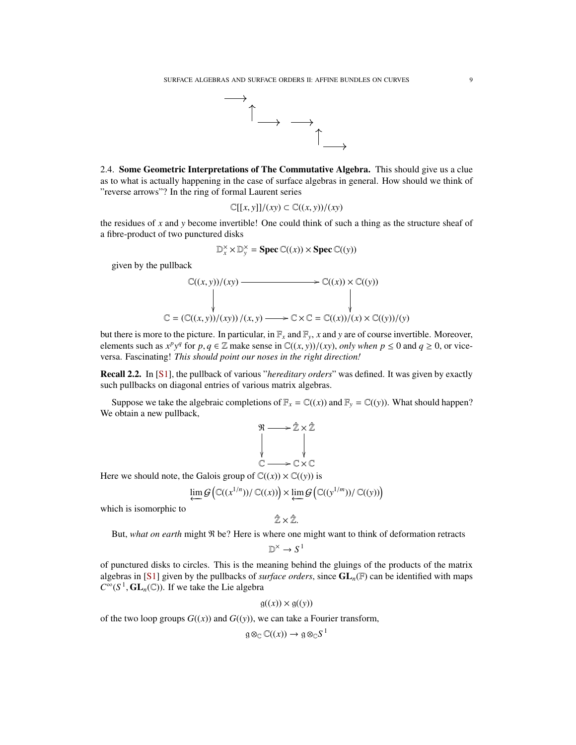$$
\begin{array}{ccccc}
\longrightarrow & & & & \\
\uparrow & \longrightarrow & \longrightarrow & & \\
& & \uparrow & \longrightarrow &
\end{array}
$$

### 2.4. **Some Geometric Interpretations of The Commutative Algebra.**

This should give us a clue as to what is actually happening in the case of surface algebras in general. How should we think of "reverse arrows"? In the ring of formal Laurent series

$$\mathbb{C}[[x,y]]/(xy) \subset \mathbb{C}((x,y))/(xy)$$

the residues of $x$ and $y$ become invertible! One could think of such a thing as the structure sheaf of a fibre-product of two punctured disks

$$\mathbb{D}_x^\times \times \mathbb{D}_y^\times = \mathbf{Spec}\,\mathbb{C}((x)) \times \mathbf{Spec}\,\mathbb{C}((y))$$

given by the pullback

$$
\begin{array}{ccc}
\mathbb{C}((x,y))/(xy) & \longrightarrow & \mathbb{C}((x)) \times \mathbb{C}((y)) \\
\big\downarrow & & \big\downarrow \\
\mathbb{C} = \left(\mathbb{C}((x,y))/(xy)\right)/(x,y) & \longrightarrow & \mathbb{C}\times\mathbb{C} = \mathbb{C}((x))/(x) \times \mathbb{C}((y))/(y)
\end{array}
$$

but there is more to the picture. In particular, in $\mathbb{F}_x$ and $\mathbb{F}_y$, $x$ and $y$ are of course invertible. Moreover, elements such as $x^p y^q$ for $p,q \in \mathbb{Z}$ make sense in $\mathbb{C}((x,y))/(xy)$, *only when* $p \leq 0$ and $q \geq 0$, or vice-versa. Fascinating! *This should point our noses in the right direction!*

**Recall 2.2.** In [S1], the pullback of various "*hereditary orders*" was defined. It was given by exactly such pullbacks on diagonal entries of various matrix algebras.

Suppose we take the algebraic completions of $\mathbb{F}_x = \mathbb{C}((x))$ and $\mathbb{F}_y = \mathbb{C}((y))$. What should happen? We obtain a new pullback,

$$
\begin{array}{ccc}
\mathfrak{R} & \longrightarrow & \hat{\mathbb{Z}} \times \hat{\mathbb{Z}} \\
\big\downarrow & & \big\downarrow \\
\mathbb{C} & \longrightarrow & \mathbb{C}\times\mathbb{C}
\end{array}
$$

Here we should note, the Galois group of $\mathbb{C}((x)) \times \mathbb{C}((y))$ is

$$\varprojlim \mathcal{G}\left(\mathbb{C}((x^{1/n}))/\,\mathbb{C}((x))\right) \times \varprojlim \mathcal{G}\left(\mathbb{C}((y^{1/m}))/\,\mathbb{C}((y))\right)$$

which is isomorphic to

$$\hat{\mathbb{Z}} \times \hat{\mathbb{Z}}.$$

But, *what on earth* might $\mathfrak{R}$ be? Here is where one might want to think of deformation retracts

$$\mathbb{D}^\times \to S^1$$

of punctured disks to circles. This is the meaning behind the gluings of the products of the matrix algebras in [S1] given by the pullbacks of *surface orders*, since $\mathbf{GL}_n(\mathbb{F})$ can be identified with maps $C^\infty(S^1, \mathbf{GL}_n(\mathbb{C}))$. If we take the Lie algebra

$$\mathfrak{g}((x)) \times \mathfrak{g}((y))$$

of the two loop groups $G((x))$ and $G((y))$, we can take a Fourier transform,

$$\mathfrak{g} \otimes_{\mathbb{C}} \mathbb{C}((x)) \to \mathfrak{g} \otimes_{\mathbb{C}} S^1$$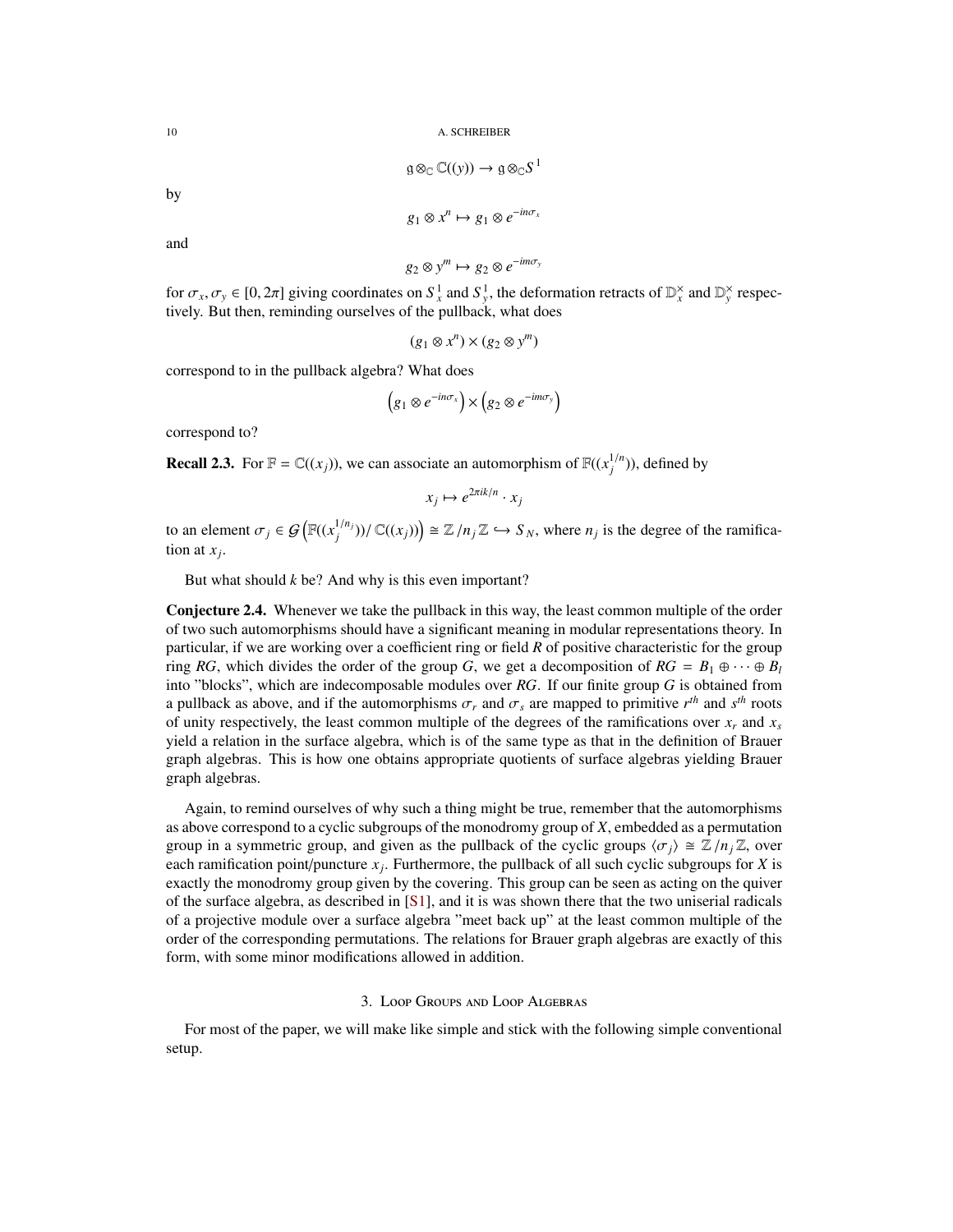$$\mathfrak{g} \otimes_{\mathbb{C}} \mathbb{C}((y)) \to \mathfrak{g} \otimes_{\mathbb{C}} S^1$$

by

$$g_1 \otimes x^n \mapsto g_1 \otimes e^{-in\sigma_x}$$

and

$$g_2 \otimes y^m \mapsto g_2 \otimes e^{-im\sigma_y}$$

for $\sigma_x, \sigma_y \in [0, 2\pi]$ giving coordinates on $S^1_x$ and $S^1_y$, the deformation retracts of $\mathbb{D}^\times_x$ and $\mathbb{D}^\times_y$ respectively. But then, reminding ourselves of the pullback, what does

$$(g_1 \otimes x^n) \times (g_2 \otimes y^m)$$

correspond to in the pullback algebra? What does

$$\left(g_1 \otimes e^{-in\sigma_x}\right) \times \left(g_2 \otimes e^{-im\sigma_y}\right)$$

correspond to?

**Recall 2.3.** For $\mathbb{F} = \mathbb{C}((x_j))$, we can associate an automorphism of $\mathbb{F}((x_j^{1/n}))$, defined by

$$x_j \mapsto e^{2\pi i k/n} \cdot x_j$$

to an element $\sigma_j \in \mathcal{G}\left(\mathbb{F}((x_j^{1/n_j}))/\mathbb{C}((x_j))\right) \cong \mathbb{Z}/n_j\mathbb{Z} \hookrightarrow S_N$, where $n_j$ is the degree of the ramification at $x_j$.

But what should $k$ be? And why is this even important?

**Conjecture 2.4.** Whenever we take the pullback in this way, the least common multiple of the order of two such automorphisms should have a significant meaning in modular representations theory. In particular, if we are working over a coefficient ring or field $R$ of positive characteristic for the group ring $RG$, which divides the order of the group $G$, we get a decomposition of $RG = B_1 \oplus \cdots \oplus B_l$ into "blocks", which are indecomposable modules over $RG$. If our finite group $G$ is obtained from a pullback as above, and if the automorphisms $\sigma_r$ and $\sigma_s$ are mapped to primitive $r^{th}$ and $s^{th}$ roots of unity respectively, the least common multiple of the degrees of the ramifications over $x_r$ and $x_s$ yield a relation in the surface algebra, which is of the same type as that in the definition of Brauer graph algebras. This is how one obtains appropriate quotients of surface algebras yielding Brauer graph algebras.

Again, to remind ourselves of why such a thing might be true, remember that the automorphisms as above correspond to a cyclic subgroups of the monodromy group of $X$, embedded as a permutation group in a symmetric group, and given as the pullback of the cyclic groups $\langle \sigma_j \rangle \cong \mathbb{Z}/n_j\mathbb{Z}$, over each ramification point/puncture $x_j$. Furthermore, the pullback of all such cyclic subgroups for $X$ is exactly the monodromy group given by the covering. This group can be seen as acting on the quiver of the surface algebra, as described in [S1], and it is was shown there that the two uniserial radicals of a projective module over a surface algebra "meet back up" at the least common multiple of the order of the corresponding permutations. The relations for Brauer graph algebras are exactly of this form, with some minor modifications allowed in addition.

## 3. Loop Groups and Loop Algebras

For most of the paper, we will make like simple and stick with the following simple conventional setup.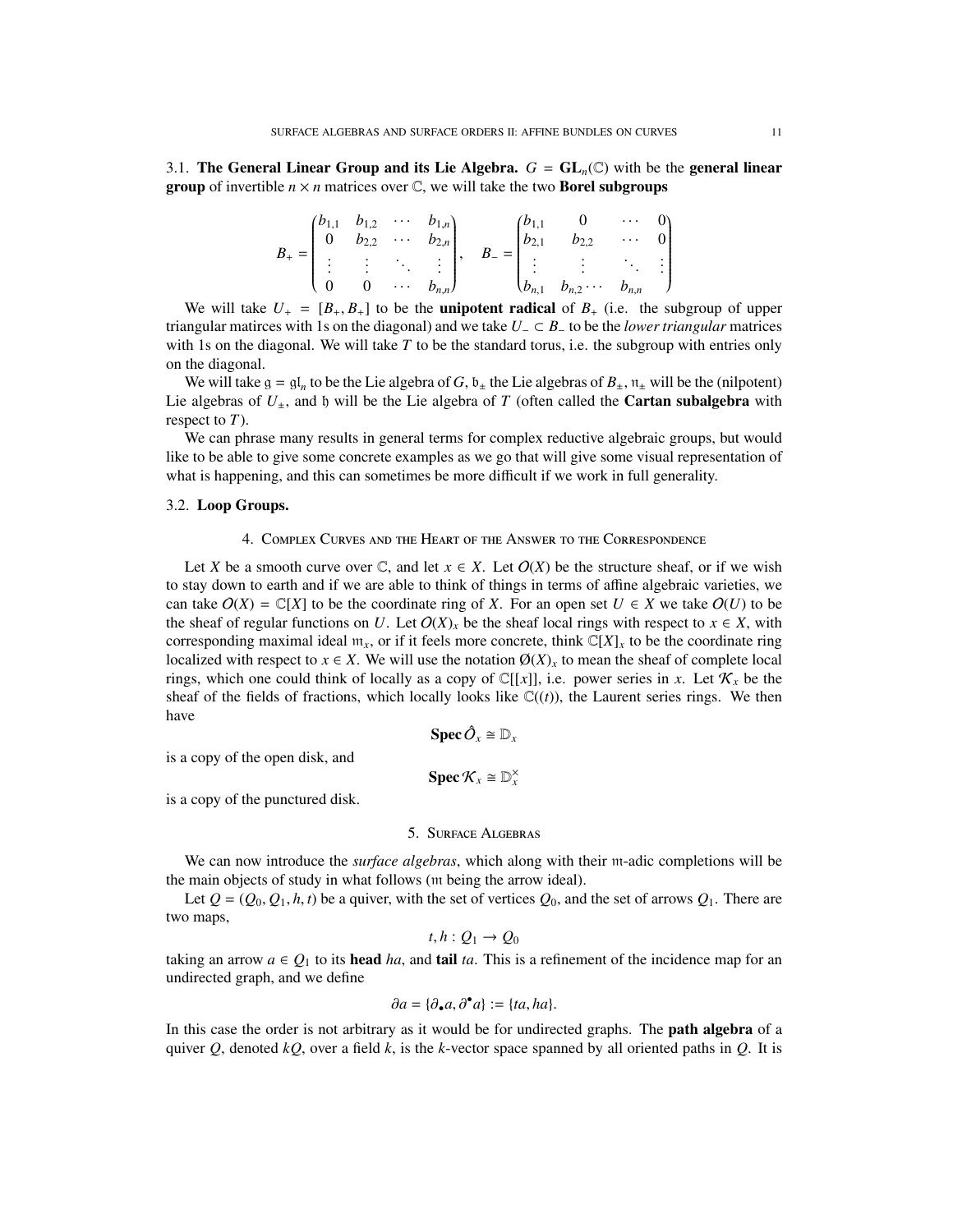### 3.1. The General Linear Group and its Lie Algebra.

$G = \mathbf{GL}_n(\mathbb{C})$ with be the **general linear group** of invertible $n \times n$ matrices over $\mathbb{C}$, we will take the two **Borel subgroups**

$$B_+ = \begin{pmatrix} b_{1,1} & b_{1,2} & \cdots & b_{1,n} \\ 0 & b_{2,2} & \cdots & b_{2,n} \\ \vdots & \vdots & \ddots & \vdots \\ 0 & 0 & \cdots & b_{n,n} \end{pmatrix}, \quad B_- = \begin{pmatrix} b_{1,1} & 0 & \cdots & 0 \\ b_{2,1} & b_{2,2} & \cdots & 0 \\ \vdots & \vdots & \ddots & \vdots \\ b_{n,1} & b_{n,2} \cdots & b_{n,n} \end{pmatrix}$$

We will take $U_+ = [B_+, B_+]$ to be the **unipotent radical** of $B_+$ (i.e. the subgroup of upper triangular matirces with 1s on the diagonal) and we take $U_- \subset B_-$ to be the *lower triangular* matrices with 1s on the diagonal. We will take $T$ to be the standard torus, i.e. the subgroup with entries only on the diagonal.

We will take $\mathfrak{g} = \mathfrak{gl}_n$ to be the Lie algebra of $G$, $\mathfrak{b}_\pm$ the Lie algebras of $B_\pm$, $\mathfrak{n}_\pm$ will be the (nilpotent) Lie algebras of $U_\pm$, and $\mathfrak{h}$ will be the Lie algebra of $T$ (often called the **Cartan subalgebra** with respect to $T$).

We can phrase many results in general terms for complex reductive algebraic groups, but would like to be able to give some concrete examples as we go that will give some visual representation of what is happening, and this can sometimes be more difficult if we work in full generality.

### 3.2. Loop Groups.

## 4. Complex Curves and the Heart of the Answer to the Correspondence

Let $X$ be a smooth curve over $\mathbb{C}$, and let $x \in X$. Let $\mathcal{O}(X)$ be the structure sheaf, or if we wish to stay down to earth and if we are able to think of things in terms of affine algebraic varieties, we can take $\mathcal{O}(X) = \mathbb{C}[X]$ to be the coordinate ring of $X$. For an open set $U \in X$ we take $\mathcal{O}(U)$ to be the sheaf of regular functions on $U$. Let $\mathcal{O}(X)_x$ be the sheaf local rings with respect to $x \in X$, with corresponding maximal ideal $\mathfrak{m}_x$, or if it feels more concrete, think $\mathbb{C}[X]_x$ to be the coordinate ring localized with respect to $x \in X$. We will use the notation $\text{Ø}(X)_x$ to mean the sheaf of complete local rings, which one could think of locally as a copy of $\mathbb{C}[[x]]$, i.e. power series in $x$. Let $\mathcal{K}_x$ be the sheaf of the fields of fractions, which locally looks like $\mathbb{C}((t))$, the Laurent series rings. We then have

$$\mathbf{Spec}\, \hat{\mathcal{O}}_x \cong \mathbb{D}_x$$

is a copy of the open disk, and

$$\mathbf{Spec}\, \mathcal{K}_x \cong \mathbb{D}_x^\times$$

is a copy of the punctured disk.

## 5. Surface Algebras

We can now introduce the *surface algebras*, which along with their $\mathfrak{m}$-adic completions will be the main objects of study in what follows ($\mathfrak{m}$ being the arrow ideal).

Let $Q = (Q_0, Q_1, h, t)$ be a quiver, with the set of vertices $Q_0$, and the set of arrows $Q_1$. There are two maps,

$$t, h : Q_1 \to Q_0$$

taking an arrow $a \in Q_1$ to its **head** $ha$, and **tail** $ta$. This is a refinement of the incidence map for an undirected graph, and we define

$$\partial a = \{\partial_\bullet a, \partial^\bullet a\} := \{ta, ha\}.$$

In this case the order is not arbitrary as it would be for undirected graphs. The **path algebra** of a quiver $Q$, denoted $kQ$, over a field $k$, is the $k$-vector space spanned by all oriented paths in $Q$. It is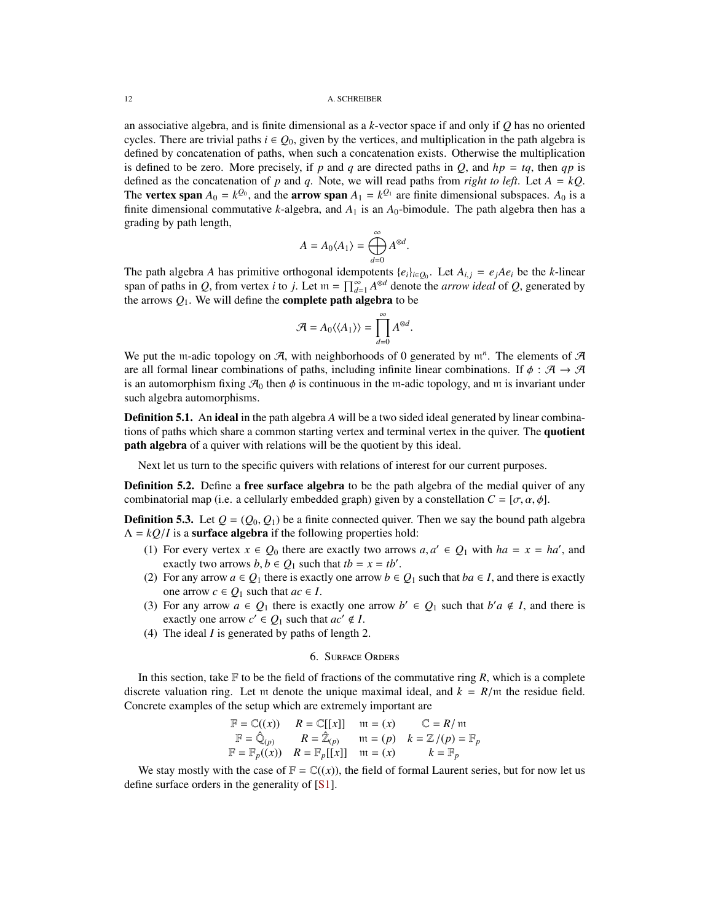an associative algebra, and is finite dimensional as a $k$-vector space if and only if $Q$ has no oriented cycles. There are trivial paths $i \in Q_0$, given by the vertices, and multiplication in the path algebra is defined by concatenation of paths, when such a concatenation exists. Otherwise the multiplication is defined to be zero. More precisely, if $p$ and $q$ are directed paths in $Q$, and $hp = tq$, then $qp$ is defined as the concatenation of $p$ and $q$. Note, we will read paths from *right to left*. Let $A = kQ$. The **vertex span** $A_0 = k^{Q_0}$, and the **arrow span** $A_1 = k^{Q_1}$ are finite dimensional subspaces. $A_0$ is a finite dimensional commutative $k$-algebra, and $A_1$ is an $A_0$-bimodule. The path algebra then has a grading by path length,

$$A = A_0\langle A_1 \rangle = \bigoplus_{d=0}^{\infty} A^{\otimes d}.$$

The path algebra $A$ has primitive orthogonal idempotents $\{e_i\}_{i\in Q_0}$. Let $A_{i,j} = e_j A e_i$ be the $k$-linear span of paths in $Q$, from vertex $i$ to $j$. Let $\mathfrak{m} = \prod_{d=1}^{\infty} A^{\otimes d}$ denote the *arrow ideal* of $Q$, generated by the arrows $Q_1$. We will define the **complete path algebra** to be

$$\mathcal{A} = A_0\langle\langle A_1 \rangle\rangle = \prod_{d=0}^{\infty} A^{\otimes d}.$$

We put the $\mathfrak{m}$-adic topology on $\mathcal{A}$, with neighborhoods of 0 generated by $\mathfrak{m}^n$. The elements of $\mathcal{A}$ are all formal linear combinations of paths, including infinite linear combinations. If $\phi : \mathcal{A} \to \mathcal{A}$ is an automorphism fixing $\mathcal{A}_0$ then $\phi$ is continuous in the $\mathfrak{m}$-adic topology, and $\mathfrak{m}$ is invariant under such algebra automorphisms.

**Definition 5.1.** An **ideal** in the path algebra $A$ will be a two sided ideal generated by linear combinations of paths which share a common starting vertex and terminal vertex in the quiver. The **quotient path algebra** of a quiver with relations will be the quotient by this ideal.

Next let us turn to the specific quivers with relations of interest for our current purposes.

**Definition 5.2.** Define a **free surface algebra** to be the path algebra of the medial quiver of any combinatorial map (i.e. a cellularly embedded graph) given by a constellation $C = [\sigma, \alpha, \phi]$.

**Definition 5.3.** Let $Q = (Q_0, Q_1)$ be a finite connected quiver. Then we say the bound path algebra $\Lambda = kQ/I$ is a **surface algebra** if the following properties hold:

1. For every vertex $x \in Q_0$ there are exactly two arrows $a, a' \in Q_1$ with $ha = x = ha'$, and exactly two arrows $b, b \in Q_1$ such that $tb = x = tb'$.
2. For any arrow $a \in Q_1$ there is exactly one arrow $b \in Q_1$ such that $ba \in I$, and there is exactly one arrow $c \in Q_1$ such that $ac \in I$.
3. For any arrow $a \in Q_1$ there is exactly one arrow $b' \in Q_1$ such that $b'a \notin I$, and there is exactly one arrow $c' \in Q_1$ such that $ac' \notin I$.
4. The ideal $I$ is generated by paths of length 2.

## 6. Surface Orders

In this section, take $\mathbb{F}$ to be the field of fractions of the commutative ring $R$, which is a complete discrete valuation ring. Let $\mathfrak{m}$ denote the unique maximal ideal, and $k = R/\mathfrak{m}$ the residue field. Concrete examples of the setup which are extremely important are

$$\begin{array}{llll} \mathbb{F} = \mathbb{C}((x)) & R = \mathbb{C}[[x]] & \mathfrak{m} = (x) & \mathbb{C} = R/\mathfrak{m} \\ \mathbb{F} = \hat{\mathbb{Q}}_{(p)} & R = \hat{\mathbb{Z}}_{(p)} & \mathfrak{m} = (p) & k = \mathbb{Z}/(p) = \mathbb{F}_p \\ \mathbb{F} = \mathbb{F}_p((x)) & R = \mathbb{F}_p[[x]] & \mathfrak{m} = (x) & k = \mathbb{F}_p \end{array}$$

We stay mostly with the case of $\mathbb{F} = \mathbb{C}((x))$, the field of formal Laurent series, but for now let us define surface orders in the generality of [S1].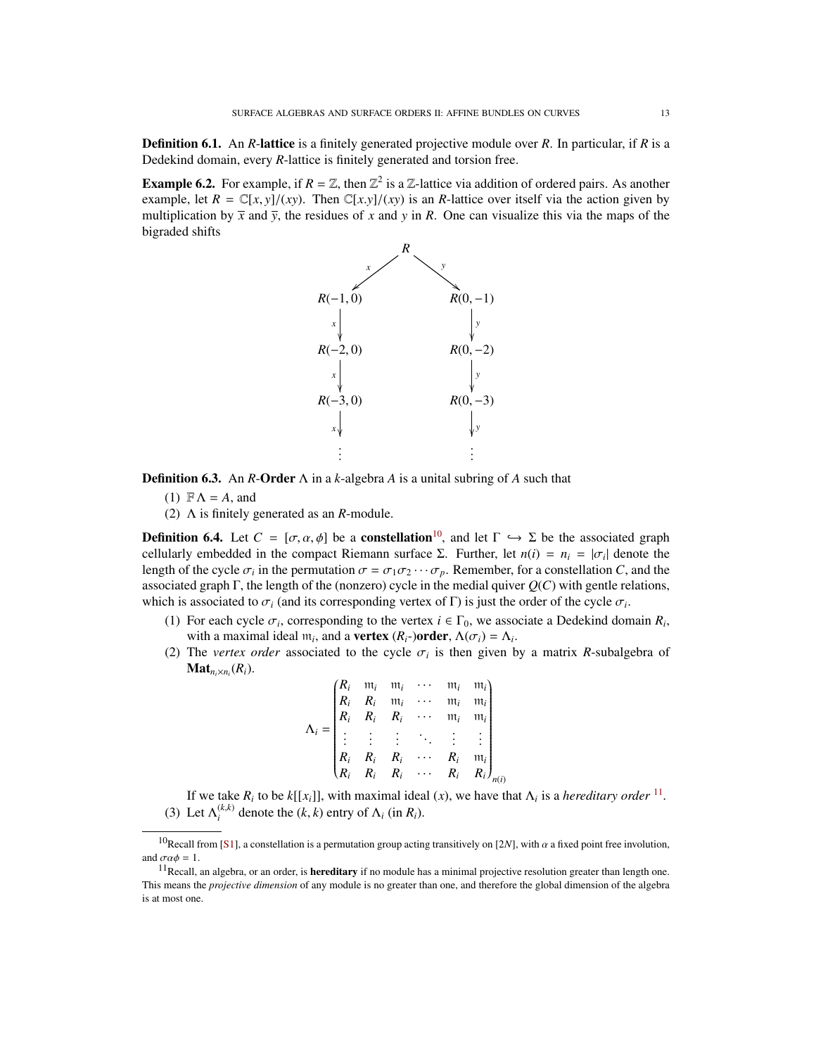**Definition 6.1.** An $R$-**lattice** is a finitely generated projective module over $R$. In particular, if $R$ is a Dedekind domain, every $R$-lattice is finitely generated and torsion free.

**Example 6.2.** For example, if $R = \mathbb{Z}$, then $\mathbb{Z}^2$ is a $\mathbb{Z}$-lattice via addition of ordered pairs. As another example, let $R = \mathbb{C}[x, y]/(xy)$. Then $\mathbb{C}[x.y]/(xy)$ is an $R$-lattice over itself via the action given by multiplication by $\overline{x}$ and $\overline{y}$, the residues of $x$ and $y$ in $R$. One can visualize this via the maps of the bigraded shifts

$$
\begin{array}{ccccc}
 & & R & & \\
 & \swarrow^{x} & & \searrow^{y} & \\
R(-1,0) & & & & R(0,-1) \\
\downarrow^{x} & & & & \downarrow^{y} \\
R(-2,0) & & & & R(0,-2) \\
\downarrow^{x} & & & & \downarrow^{y} \\
R(-3,0) & & & & R(0,-3) \\
\downarrow^{x} & & & & \downarrow^{y} \\
\vdots & & & & \vdots
\end{array}
$$

**Definition 6.3.** An $R$-**Order** $\Lambda$ in a $k$-algebra $A$ is a unital subring of $A$ such that

(1) $\mathbb{F}\Lambda = A$, and
(2) $\Lambda$ is finitely generated as an $R$-module.

**Definition 6.4.** Let $C = [\sigma, \alpha, \phi]$ be a **constellation**[10], and let $\Gamma \hookrightarrow \Sigma$ be the associated graph cellularly embedded in the compact Riemann surface $\Sigma$. Further, let $n(i) = n_i = |\sigma_i|$ denote the length of the cycle $\sigma_i$ in the permutation $\sigma = \sigma_1\sigma_2 \cdots \sigma_p$. Remember, for a constellation $C$, and the associated graph $\Gamma$, the length of the (nonzero) cycle in the medial quiver $Q(C)$ with gentle relations, which is associated to $\sigma_i$ (and its corresponding vertex of $\Gamma$) is just the order of the cycle $\sigma_i$.

(1) For each cycle $\sigma_i$, corresponding to the vertex $i \in \Gamma_0$, we associate a Dedekind domain $R_i$, with a maximal ideal $\mathfrak{m}_i$, and a **vertex** ($R_i$-)**order**, $\Lambda(\sigma_i) = \Lambda_i$.
(2) The *vertex order* associated to the cycle $\sigma_i$ is then given by a matrix $R$-subalgebra of $\mathbf{Mat}_{n_i \times n_i}(R_i)$.

$$
\Lambda_i = \begin{pmatrix}
R_i & \mathfrak{m}_i & \mathfrak{m}_i & \cdots & \mathfrak{m}_i & \mathfrak{m}_i \\
R_i & R_i & \mathfrak{m}_i & \cdots & \mathfrak{m}_i & \mathfrak{m}_i \\
R_i & R_i & R_i & \cdots & \mathfrak{m}_i & \mathfrak{m}_i \\
\vdots & \vdots & \vdots & \ddots & \vdots & \vdots \\
R_i & R_i & R_i & \cdots & R_i & \mathfrak{m}_i \\
R_i & R_i & R_i & \cdots & R_i & R_i
\end{pmatrix}_{n(i)}
$$

If we take $R_i$ to be $k[[x_i]]$, with maximal ideal $(x)$, we have that $\Lambda_i$ is a *hereditary order* [11].

(3) Let $\Lambda_i^{(k,k)}$ denote the $(k, k)$ entry of $\Lambda_i$ (in $R_i$).

---

[10] Recall from [S1], a constellation is a permutation group acting transitively on $[2N]$, with $\alpha$ a fixed point free involution, and $\sigma\alpha\phi = 1$.

[11] Recall, an algebra, or an order, is **hereditary** if no module has a minimal projective resolution greater than length one. This means the *projective dimension* of any module is no greater than one, and therefore the global dimension of the algebra is at most one.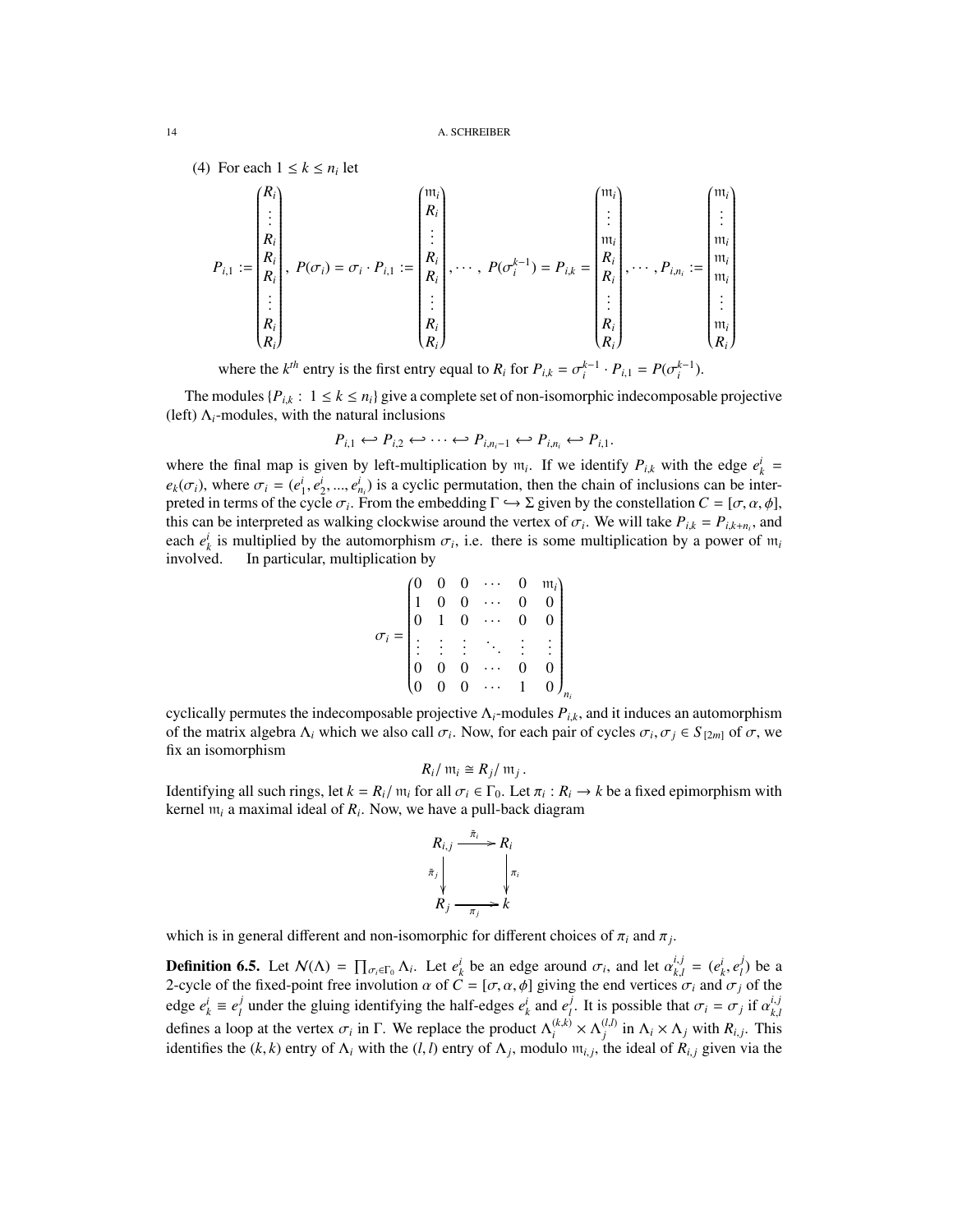(4) For each $1 \le k \le n_i$ let

$$P_{i,1} := \begin{pmatrix} R_i \\ \vdots \\ R_i \\ R_i \\ R_i \\ \vdots \\ R_i \\ R_i \end{pmatrix},\ P(\sigma_i) = \sigma_i \cdot P_{i,1} := \begin{pmatrix} \mathfrak{m}_i \\ R_i \\ \vdots \\ R_i \\ R_i \\ \vdots \\ R_i \\ R_i \end{pmatrix}, \cdots,\ P(\sigma_i^{k-1}) = P_{i,k} = \begin{pmatrix} \mathfrak{m}_i \\ \vdots \\ \mathfrak{m}_i \\ R_i \\ R_i \\ \vdots \\ R_i \\ R_i \end{pmatrix}, \cdots, P_{i,n_i} := \begin{pmatrix} \mathfrak{m}_i \\ \vdots \\ \mathfrak{m}_i \\ \mathfrak{m}_i \\ \mathfrak{m}_i \\ \vdots \\ \mathfrak{m}_i \\ R_i \end{pmatrix}$$

where the $k^{th}$ entry is the first entry equal to $R_i$ for $P_{i,k} = \sigma_i^{k-1} \cdot P_{i,1} = P(\sigma_i^{k-1})$.

The modules $\{P_{i,k} :\ 1 \le k \le n_i\}$ give a complete set of non-isomorphic indecomposable projective (left) $\Lambda_i$-modules, with the natural inclusions

$$P_{i,1} \hookleftarrow P_{i,2} \hookleftarrow \cdots \hookleftarrow P_{i,n_i-1} \hookleftarrow P_{i,n_i} \hookleftarrow P_{i,1}.$$

where the final map is given by left-multiplication by $\mathfrak{m}_i$. If we identify $P_{i,k}$ with the edge $e^i_k = e_k(\sigma_i)$, where $\sigma_i = (e^i_1, e^i_2, ..., e^i_{n_i})$ is a cyclic permutation, then the chain of inclusions can be interpreted in terms of the cycle $\sigma_i$. From the embedding $\Gamma \hookrightarrow \Sigma$ given by the constellation $C = [\sigma, \alpha, \phi]$, this can be interpreted as walking clockwise around the vertex of $\sigma_i$. We will take $P_{i,k} = P_{i,k+n_i}$, and each $e^i_k$ is multiplied by the automorphism $\sigma_i$, i.e. there is some multiplication by a power of $\mathfrak{m}_i$ involved. In particular, multiplication by

$$\sigma_i = \begin{pmatrix} 0 & 0 & 0 & \cdots & 0 & \mathfrak{m}_i \\ 1 & 0 & 0 & \cdots & 0 & 0 \\ 0 & 1 & 0 & \cdots & 0 & 0 \\ \vdots & \vdots & \vdots & \ddots & \vdots & \vdots \\ 0 & 0 & 0 & \cdots & 0 & 0 \\ 0 & 0 & 0 & \cdots & 1 & 0 \end{pmatrix}_{n_i}$$

cyclically permutes the indecomposable projective $\Lambda_i$-modules $P_{i,k}$, and it induces an automorphism of the matrix algebra $\Lambda_i$ which we also call $\sigma_i$. Now, for each pair of cycles $\sigma_i, \sigma_j \in S_{[2m]}$ of $\sigma$, we fix an isomorphism

$$R_i/\,\mathfrak{m}_i \cong R_j/\,\mathfrak{m}_j\,.$$

Identifying all such rings, let $k = R_i/\,\mathfrak{m}_i$ for all $\sigma_i \in \Gamma_0$. Let $\pi_i : R_i \to k$ be a fixed epimorphism with kernel $\mathfrak{m}_i$ a maximal ideal of $R_i$. Now, we have a pull-back diagram

$$\begin{array}{ccc} R_{i,j} & \xrightarrow{\tilde{\pi}_i} & R_i \\ {\scriptstyle \tilde{\pi}_j}\downarrow & & \downarrow{\scriptstyle \pi_i} \\ R_j & \xrightarrow[\pi_j]{} & k \end{array}$$

which is in general different and non-isomorphic for different choices of $\pi_i$ and $\pi_j$.

**Definition 6.5.** Let $\mathcal{N}(\Lambda) = \prod_{\sigma_i \in \Gamma_0} \Lambda_i$. Let $e^i_k$ be an edge around $\sigma_i$, and let $\alpha^{i,j}_{k,l} = (e^i_k, e^j_l)$ be a 2-cycle of the fixed-point free involution $\alpha$ of $C = [\sigma, \alpha, \phi]$ giving the end vertices $\sigma_i$ and $\sigma_j$ of the edge $e^i_k \equiv e^j_l$ under the gluing identifying the half-edges $e^i_k$ and $e^j_l$. It is possible that $\sigma_i = \sigma_j$ if $\alpha^{i,j}_{k,l}$ defines a loop at the vertex $\sigma_i$ in $\Gamma$. We replace the product $\Lambda^{(k,k)}_i \times \Lambda^{(l,l)}_j$ in $\Lambda_i \times \Lambda_j$ with $R_{i,j}$. This identifies the $(k,k)$ entry of $\Lambda_i$ with the $(l,l)$ entry of $\Lambda_j$, modulo $\mathfrak{m}_{i,j}$, the ideal of $R_{i,j}$ given via the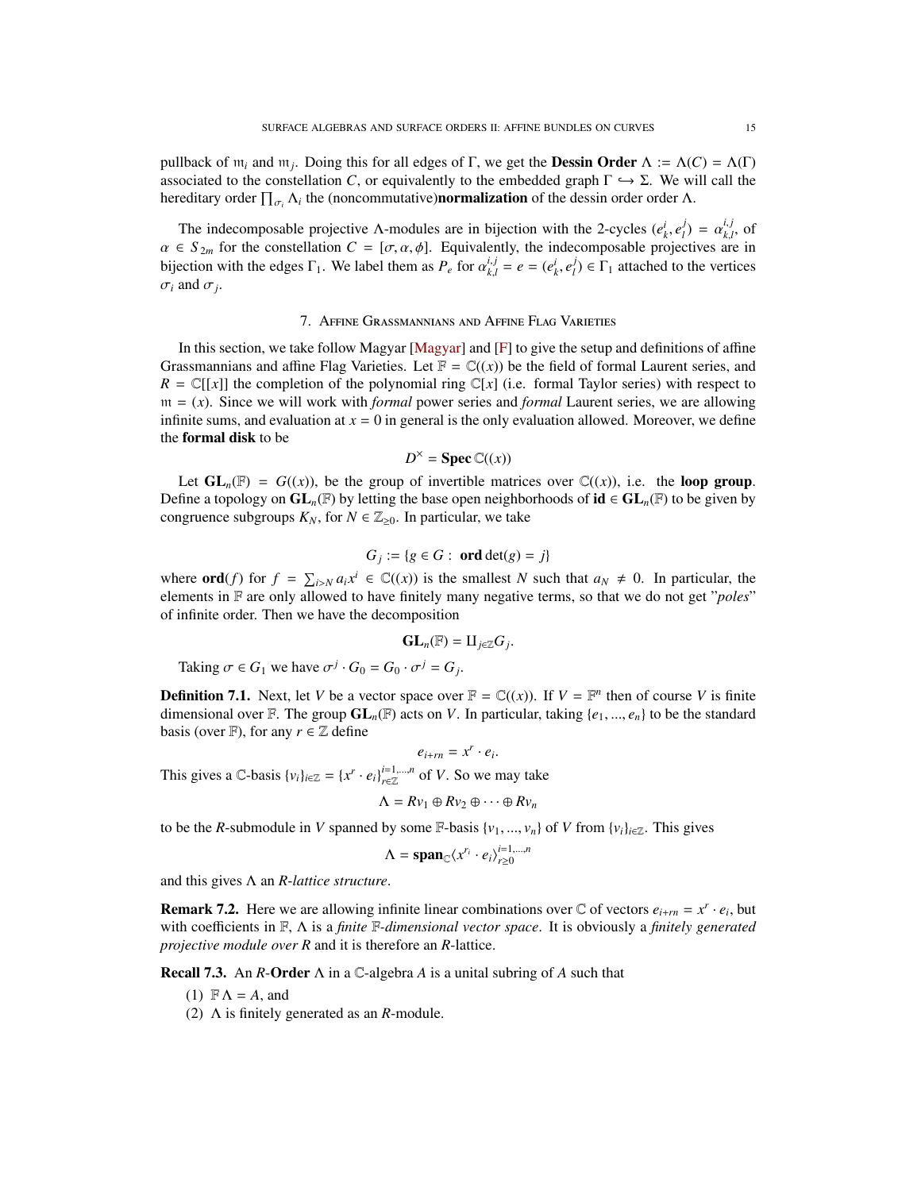pullback of $\mathfrak{m}_i$ and $\mathfrak{m}_j$. Doing this for all edges of $\Gamma$, we get the **Dessin Order** $\Lambda := \Lambda(C) = \Lambda(\Gamma)$ associated to the constellation $C$, or equivalently to the embedded graph $\Gamma \hookrightarrow \Sigma$. We will call the hereditary order $\prod_{\sigma_i} \Lambda_i$ the (noncommutative)**normalization** of the dessin order order $\Lambda$.

The indecomposable projective $\Lambda$-modules are in bijection with the 2-cycles $(e_k^i, e_l^j) = \alpha_{k,l}^{i,j}$, of $\alpha \in S_{2m}$ for the constellation $C = [\sigma, \alpha, \phi]$. Equivalently, the indecomposable projectives are in bijection with the edges $\Gamma_1$. We label them as $P_e$ for $\alpha_{k,l}^{i,j} = e = (e_k^i, e_l^j) \in \Gamma_1$ attached to the vertices $\sigma_i$ and $\sigma_j$.

## 7. Affine Grassmannians and Affine Flag Varieties

In this section, we take follow Magyar [Magyar] and [F] to give the setup and definitions of affine Grassmannians and affine Flag Varieties. Let $\mathbb{F} = \mathbb{C}((x))$ be the field of formal Laurent series, and $R = \mathbb{C}[[x]]$ the completion of the polynomial ring $\mathbb{C}[x]$ (i.e. formal Taylor series) with respect to $\mathfrak{m} = (x)$. Since we will work with *formal* power series and *formal* Laurent series, we are allowing infinite sums, and evaluation at $x = 0$ in general is the only evaluation allowed. Moreover, we define the **formal disk** to be

$$D^\times = \mathbf{Spec}\, \mathbb{C}((x))$$

Let $\mathbf{GL}_n(\mathbb{F}) = G((x))$, be the group of invertible matrices over $\mathbb{C}((x))$, i.e. the **loop group**. Define a topology on $\mathbf{GL}_n(\mathbb{F})$ by letting the base open neighborhoods of $\mathbf{id} \in \mathbf{GL}_n(\mathbb{F})$ to be given by congruence subgroups $K_N$, for $N \in \mathbb{Z}_{\geq 0}$. In particular, we take

$$G_j := \{g \in G : \ \mathbf{ord} \det(g) = j\}$$

where $\mathbf{ord}(f)$ for $f = \sum_{i > N} a_i x^i \in \mathbb{C}((x))$ is the smallest $N$ such that $a_N \neq 0$. In particular, the elements in $\mathbb{F}$ are only allowed to have finitely many negative terms, so that we do not get "*poles*" of infinite order. Then we have the decomposition

$$\mathbf{GL}_n(\mathbb{F}) = \amalg_{j \in \mathbb{Z}} G_j.$$

Taking $\sigma \in G_1$ we have $\sigma^j \cdot G_0 = G_0 \cdot \sigma^j = G_j$.

**Definition 7.1.** Next, let $V$ be a vector space over $\mathbb{F} = \mathbb{C}((x))$. If $V = \mathbb{F}^n$ then of course $V$ is finite dimensional over $\mathbb{F}$. The group $\mathbf{GL}_n(\mathbb{F})$ acts on $V$. In particular, taking $\{e_1, ..., e_n\}$ to be the standard basis (over $\mathbb{F}$), for any $r \in \mathbb{Z}$ define

$$e_{i+rn} = x^r \cdot e_i.$$

This gives a $\mathbb{C}$-basis $\{v_i\}_{i \in \mathbb{Z}} = \{x^r \cdot e_i\}_{r \in \mathbb{Z}}^{i=1,...,n}$ of $V$. So we may take

$$\Lambda = Rv_1 \oplus Rv_2 \oplus \cdots \oplus Rv_n$$

to be the $R$-submodule in $V$ spanned by some $\mathbb{F}$-basis $\{v_1, ..., v_n\}$ of $V$ from $\{v_i\}_{i \in \mathbb{Z}}$. This gives

$$\Lambda = \mathbf{span}_{\mathbb{C}} \langle x^{r_i} \cdot e_i \rangle_{r \geq 0}^{i=1,...,n}$$

and this gives $\Lambda$ an *R-lattice structure*.

**Remark 7.2.** Here we are allowing infinite linear combinations over $\mathbb{C}$ of vectors $e_{i+rn} = x^r \cdot e_i$, but with coefficients in $\mathbb{F}$, $\Lambda$ is a *finite $\mathbb{F}$-dimensional vector space*. It is obviously a *finitely generated projective module over R* and it is therefore an $R$-lattice.

**Recall 7.3.** An $R$-**Order** $\Lambda$ in a $\mathbb{C}$-algebra $A$ is a unital subring of $A$ such that

1. $\mathbb{F}\Lambda = A$, and
2. $\Lambda$ is finitely generated as an $R$-module.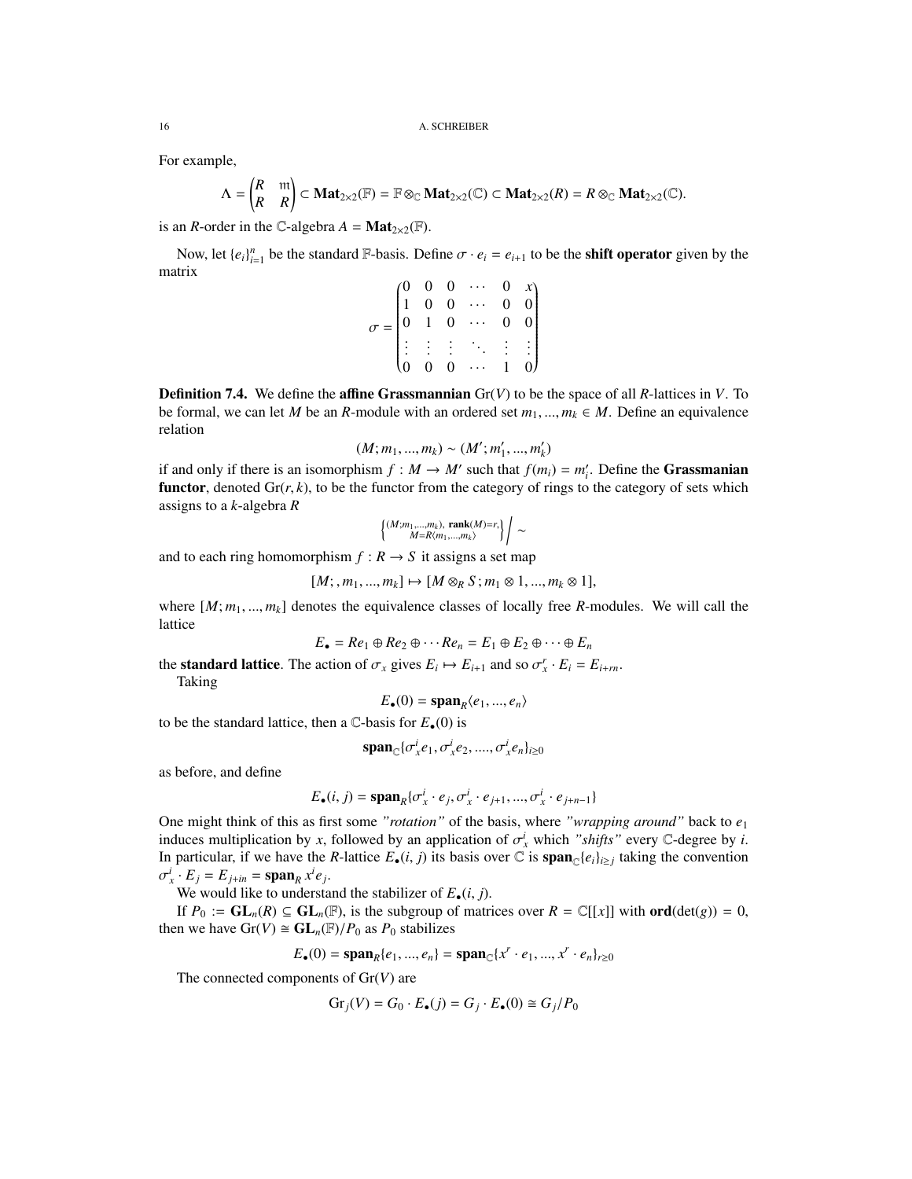For example,

$$\Lambda = \begin{pmatrix} R & \mathfrak{m} \\ R & R \end{pmatrix} \subset \mathbf{Mat}_{2\times 2}(\mathbb{F}) = \mathbb{F} \otimes_{\mathbb{C}} \mathbf{Mat}_{2\times 2}(\mathbb{C}) \subset \mathbf{Mat}_{2\times 2}(R) = R \otimes_{\mathbb{C}} \mathbf{Mat}_{2\times 2}(\mathbb{C}).$$

is an $R$-order in the $\mathbb{C}$-algebra $A = \mathbf{Mat}_{2\times 2}(\mathbb{F})$.

Now, let $\{e_i\}_{i=1}^n$ be the standard $\mathbb{F}$-basis. Define $\sigma \cdot e_i = e_{i+1}$ to be the **shift operator** given by the matrix

$$\sigma = \begin{pmatrix} 0 & 0 & 0 & \cdots & 0 & x \\ 1 & 0 & 0 & \cdots & 0 & 0 \\ 0 & 1 & 0 & \cdots & 0 & 0 \\ \vdots & \vdots & \vdots & \ddots & \vdots & \vdots \\ 0 & 0 & 0 & \cdots & 1 & 0 \end{pmatrix}$$

**Definition 7.4.** We define the **affine Grassmannian** $\mathrm{Gr}(V)$ to be the space of all $R$-lattices in $V$. To be formal, we can let $M$ be an $R$-module with an ordered set $m_1, ..., m_k \in M$. Define an equivalence relation

$$(M; m_1, ..., m_k) \sim (M'; m'_1, ..., m'_k)$$

if and only if there is an isomorphism $f : M \to M'$ such that $f(m_i) = m'_i$. Define the **Grassmanian functor**, denoted $\mathrm{Gr}(r, k)$, to be the functor from the category of rings to the category of sets which assigns to a $k$-algebra $R$

$$\left\{ \begin{smallmatrix} (M; m_1, ..., m_k),\ \mathbf{rank}(M) = r, \\ M = R\langle m_1, ..., m_k \rangle \end{smallmatrix} \right\} \Big/ \sim$$

and to each ring homomorphism $f : R \to S$ it assigns a set map

$$[M; , m_1, ..., m_k] \mapsto [M \otimes_R S; m_1 \otimes 1, ..., m_k \otimes 1],$$

where $[M; m_1, ..., m_k]$ denotes the equivalence classes of locally free $R$-modules. We will call the lattice

$$E_\bullet = Re_1 \oplus Re_2 \oplus \cdots Re_n = E_1 \oplus E_2 \oplus \cdots \oplus E_n$$

the **standard lattice**. The action of $\sigma_x$ gives $E_i \mapsto E_{i+1}$ and so $\sigma_x^r \cdot E_i = E_{i+rn}$.

Taking

$$E_\bullet(0) = \mathbf{span}_R\langle e_1, ..., e_n \rangle$$

to be the standard lattice, then a $\mathbb{C}$-basis for $E_\bullet(0)$ is

$$\mathbf{span}_{\mathbb{C}}\{\sigma_x^i e_1, \sigma_x^i e_2, ...., \sigma_x^i e_n\}_{i \geq 0}$$

as before, and define

$$E_\bullet(i, j) = \mathbf{span}_R\{\sigma_x^i \cdot e_j, \sigma_x^i \cdot e_{j+1}, ..., \sigma_x^i \cdot e_{j+n-1}\}$$

One might think of this as first some *"rotation"* of the basis, where *"wrapping around"* back to $e_1$ induces multiplication by $x$, followed by an application of $\sigma_x^i$ which *"shifts"* every $\mathbb{C}$-degree by $i$. In particular, if we have the $R$-lattice $E_\bullet(i, j)$ its basis over $\mathbb{C}$ is $\mathbf{span}_{\mathbb{C}}\{e_i\}_{i \geq j}$ taking the convention $\sigma_x^i \cdot E_j = E_{j+in} = \mathbf{span}_R\, x^i e_j$.

We would like to understand the stabilizer of $E_\bullet(i, j)$.

If $P_0 := \mathbf{GL}_n(R) \subseteq \mathbf{GL}_n(\mathbb{F})$, is the subgroup of matrices over $R = \mathbb{C}[[x]]$ with $\mathbf{ord}(\det(g)) = 0$, then we have $\mathrm{Gr}(V) \cong \mathbf{GL}_n(\mathbb{F})/P_0$ as $P_0$ stabilizes

$$E_\bullet(0) = \mathbf{span}_R\{e_1, ..., e_n\} = \mathbf{span}_{\mathbb{C}}\{x^r \cdot e_1, ..., x^r \cdot e_n\}_{r \geq 0}$$

The connected components of $\mathrm{Gr}(V)$ are

$$\mathrm{Gr}_j(V) = G_0 \cdot E_\bullet(j) = G_j \cdot E_\bullet(0) \cong G_j/P_0$$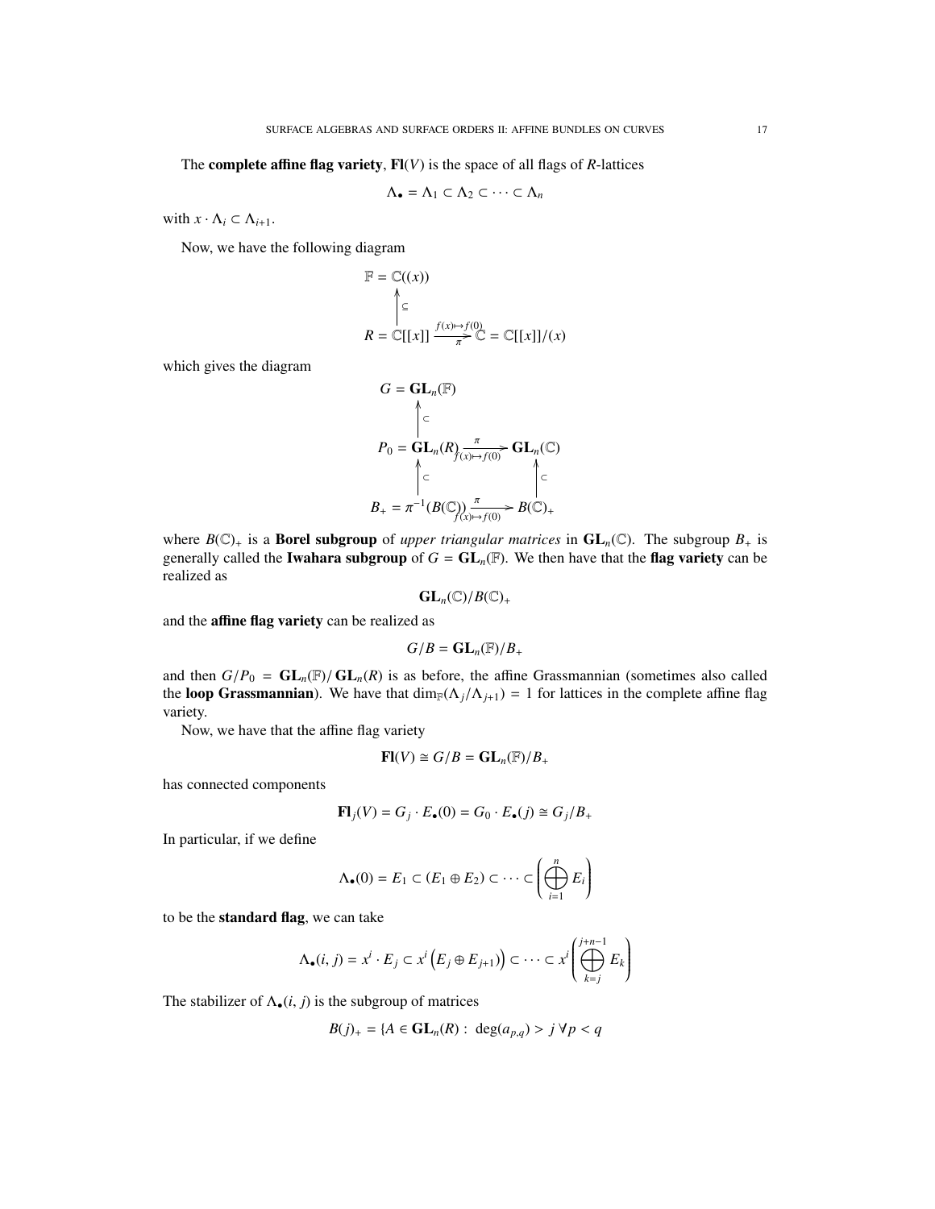The **complete affine flag variety**, $\mathbf{Fl}(V)$ is the space of all flags of $R$-lattices

$$\Lambda_\bullet = \Lambda_1 \subset \Lambda_2 \subset \cdots \subset \Lambda_n$$

with $x \cdot \Lambda_i \subset \Lambda_{i+1}$.

Now, we have the following diagram

$$\begin{array}{c} \mathbb{F} = \mathbb{C}((x)) \\ \uparrow \subseteq \\ R = \mathbb{C}[[x]] \xrightarrow[\pi]{f(x)\mapsto f(0)} \mathbb{C} = \mathbb{C}[[x]]/(x) \end{array}$$

which gives the diagram

$$\begin{array}{ccc} G = \mathbf{GL}_n(\mathbb{F}) & & \\ \uparrow \subset & & \\ P_0 = \mathbf{GL}_n(R) & \xrightarrow[f(x)\mapsto f(0)]{\pi} & \mathbf{GL}_n(\mathbb{C}) \\ \uparrow \subset & & \uparrow \subset \\ B_+ = \pi^{-1}(B(\mathbb{C})) & \xrightarrow[f(x)\mapsto f(0)]{\pi} & B(\mathbb{C})_+ \end{array}$$

where $B(\mathbb{C})_+$ is a **Borel subgroup** of *upper triangular matrices* in $\mathbf{GL}_n(\mathbb{C})$. The subgroup $B_+$ is generally called the **Iwahara subgroup** of $G = \mathbf{GL}_n(\mathbb{F})$. We then have that the **flag variety** can be realized as

$$\mathbf{GL}_n(\mathbb{C})/B(\mathbb{C})_+$$

and the **affine flag variety** can be realized as

$$G/B = \mathbf{GL}_n(\mathbb{F})/B_+$$

and then $G/P_0 = \mathbf{GL}_n(\mathbb{F})/\mathbf{GL}_n(R)$ is as before, the affine Grassmannian (sometimes also called the **loop Grassmannian**). We have that $\dim_{\mathbb{F}}(\Lambda_j/\Lambda_{j+1}) = 1$ for lattices in the complete affine flag variety.

Now, we have that the affine flag variety

$$\mathbf{Fl}(V) \cong G/B = \mathbf{GL}_n(\mathbb{F})/B_+$$

has connected components

$$\mathbf{Fl}_j(V) = G_j \cdot E_\bullet(0) = G_0 \cdot E_\bullet(j) \cong G_j/B_+$$

In particular, if we define

$$\Lambda_\bullet(0) = E_1 \subset (E_1 \oplus E_2) \subset \cdots \subset \left(\bigoplus_{i=1}^{n} E_i\right)$$

to be the **standard flag**, we can take

$$\Lambda_\bullet(i,j) = x^i \cdot E_j \subset x^i\left(E_j \oplus E_{j+1})\right) \subset \cdots \subset x^i\left(\bigoplus_{k=j}^{j+n-1} E_k\right)$$

The stabilizer of $\Lambda_\bullet(i,j)$ is the subgroup of matrices

$$B(j)_+ = \{A \in \mathbf{GL}_n(R) : \ \deg(a_{p,q}) > j \, \forall p < q$$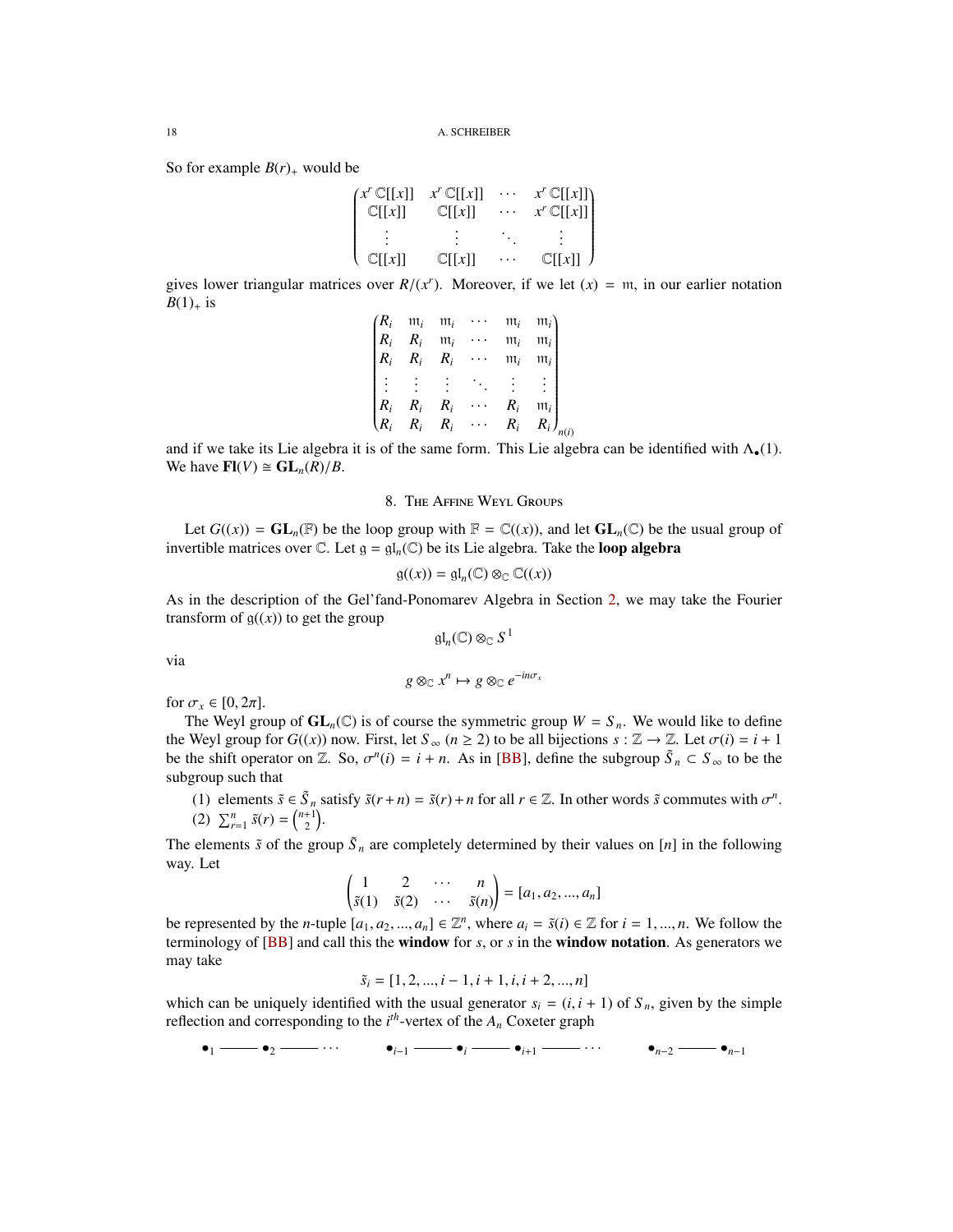So for example $B(r)_+$ would be

$$\begin{pmatrix} x^r\,\mathbb{C}[[x]] & x^r\,\mathbb{C}[[x]] & \cdots & x^r\,\mathbb{C}[[x]] \\ \mathbb{C}[[x]] & \mathbb{C}[[x]] & \cdots & x^r\,\mathbb{C}[[x]] \\ \vdots & \vdots & \ddots & \vdots \\ \mathbb{C}[[x]] & \mathbb{C}[[x]] & \cdots & \mathbb{C}[[x]] \end{pmatrix}$$

gives lower triangular matrices over $R/(x^r)$. Moreover, if we let $(x) = \mathfrak{m}$, in our earlier notation $B(1)_+$ is

$$\begin{pmatrix} R_i & \mathfrak{m}_i & \mathfrak{m}_i & \cdots & \mathfrak{m}_i & \mathfrak{m}_i \\ R_i & R_i & \mathfrak{m}_i & \cdots & \mathfrak{m}_i & \mathfrak{m}_i \\ R_i & R_i & R_i & \cdots & \mathfrak{m}_i & \mathfrak{m}_i \\ \vdots & \vdots & \vdots & \ddots & \vdots & \vdots \\ R_i & R_i & R_i & \cdots & R_i & \mathfrak{m}_i \\ R_i & R_i & R_i & \cdots & R_i & R_i \end{pmatrix}_{n(i)}$$

and if we take its Lie algebra it is of the same form. This Lie algebra can be identified with $\Lambda_\bullet(1)$. We have $\mathbf{Fl}(V) \cong \mathbf{GL}_n(R)/B$.

## 8. The Affine Weyl Groups

Let $G((x)) = \mathbf{GL}_n(\mathbb{F})$ be the loop group with $\mathbb{F} = \mathbb{C}((x))$, and let $\mathbf{GL}_n(\mathbb{C})$ be the usual group of invertible matrices over $\mathbb{C}$. Let $\mathfrak{g} = \mathfrak{gl}_n(\mathbb{C})$ be its Lie algebra. Take the **loop algebra**

$$\mathfrak{g}((x)) = \mathfrak{gl}_n(\mathbb{C}) \otimes_{\mathbb{C}} \mathbb{C}((x))$$

As in the description of the Gel'fand-Ponomarev Algebra in Section 2, we may take the Fourier transform of $\mathfrak{g}((x))$ to get the group

$$\mathfrak{gl}_n(\mathbb{C}) \otimes_{\mathbb{C}} S^1$$

via

$$g \otimes_{\mathbb{C}} x^n \mapsto g \otimes_{\mathbb{C}} e^{-in\sigma_x}$$

for $\sigma_x \in [0, 2\pi]$.

The Weyl group of $\mathbf{GL}_n(\mathbb{C})$ is of course the symmetric group $W = S_n$. We would like to define the Weyl group for $G((x))$ now. First, let $S_\infty$ $(n \geq 2)$ to be all bijections $s : \mathbb{Z} \to \mathbb{Z}$. Let $\sigma(i) = i + 1$ be the shift operator on $\mathbb{Z}$. So, $\sigma^n(i) = i + n$. As in [BB], define the subgroup $\tilde{S}_n \subset S_\infty$ to be the subgroup such that

(1) elements $\tilde{s} \in \tilde{S}_n$ satisfy $\tilde{s}(r + n) = \tilde{s}(r) + n$ for all $r \in \mathbb{Z}$. In other words $\tilde{s}$ commutes with $\sigma^n$.
(2) $\sum_{r=1}^n \tilde{s}(r) = \binom{n+1}{2}$.

The elements $\tilde{s}$ of the group $\tilde{S}_n$ are completely determined by their values on $[n]$ in the following way. Let

$$\begin{pmatrix} 1 & 2 & \cdots & n \\ \tilde{s}(1) & \tilde{s}(2) & \cdots & \tilde{s}(n) \end{pmatrix} = [a_1, a_2, ..., a_n]$$

be represented by the $n$-tuple $[a_1, a_2, ..., a_n] \in \mathbb{Z}^n$, where $a_i = \tilde{s}(i) \in \mathbb{Z}$ for $i = 1, ..., n$. We follow the terminology of [BB] and call this the **window** for $s$, or $s$ in the **window notation**. As generators we may take

$$\tilde{s}_i = [1, 2, ..., i-1, i+1, i, i+2, ..., n]$$

which can be uniquely identified with the usual generator $s_i = (i, i+1)$ of $S_n$, given by the simple reflection and corresponding to the $i^{th}$-vertex of the $A_n$ Coxeter graph

$$\bullet_1 \text{ ——— } \bullet_2 \text{ ——— } \cdots \qquad \bullet_{i-1} \text{ ——— } \bullet_i \text{ ——— } \bullet_{i+1} \text{ ——— } \cdots \qquad \bullet_{n-2} \text{ ——— } \bullet_{n-1}$$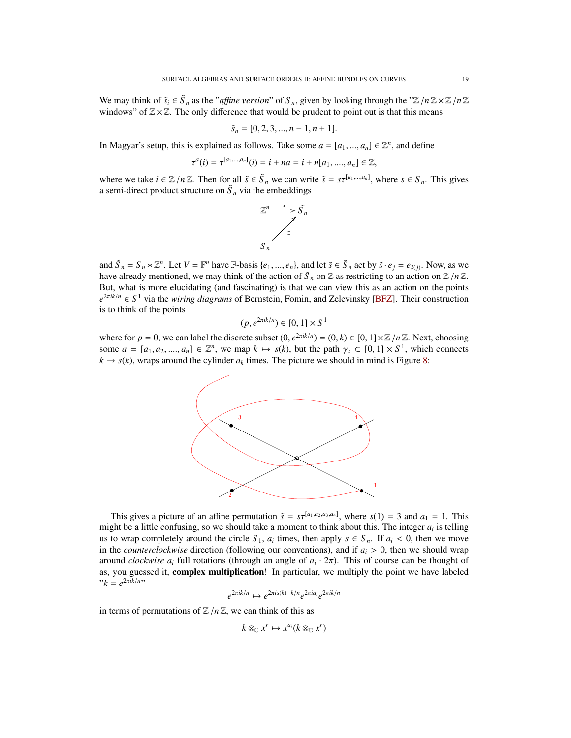We may think of $\tilde{s}_i \in \tilde{S}_n$ as the "*affine version*" of $S_n$, given by looking through the "$\mathbb{Z}/n\mathbb{Z} \times \mathbb{Z}/n\mathbb{Z}$ windows" of $\mathbb{Z} \times \mathbb{Z}$. The only difference that would be prudent to point out is that this means

$$\tilde{s}_n = [0, 2, 3, ..., n-1, n+1].$$

In Magyar's setup, this is explained as follows. Take some $a = [a_1, ..., a_n] \in \mathbb{Z}^n$, and define

$$\tau^a(i) = \tau^{[a_1,...,a_n]}(i) = i + na = i + n[a_1, ...., a_n] \in \mathbb{Z},$$

where we take $i \in \mathbb{Z}/n\mathbb{Z}$. Then for all $\tilde{s} \in \tilde{S}_n$ we can write $\tilde{s} = s\tau^{[a_1,...,a_n]}$, where $s \in S_n$. This gives a semi-direct product structure on $\tilde{S}_n$ via the embeddings

$$\begin{array}{ccc} \mathbb{Z}^n & \xrightarrow{\triangleleft} & \tilde{S}_n \\ & \nearrow_{\subset} & \\ S_n & & \end{array}$$

and $\tilde{S}_n = S_n \rtimes \mathbb{Z}^n$. Let $V = \mathbb{F}^n$ have $\mathbb{F}$-basis $\{e_1, ..., e_n\}$, and let $\tilde{s} \in \tilde{S}_n$ act by $\tilde{s} \cdot e_j = e_{\tilde{s}(j)}$. Now, as we have already mentioned, we may think of the action of $\tilde{S}_n$ on $\mathbb{Z}$ as restricting to an action on $\mathbb{Z}/n\mathbb{Z}$. But, what is more elucidating (and fascinating) is that we can view this as an action on the points $e^{2\pi ik/n} \in S^1$ via the *wiring diagrams* of Bernstein, Fomin, and Zelevinsky [BFZ]. Their construction is to think of the points

$$(p, e^{2\pi ik/n}) \in [0,1] \times S^1$$

where for $p = 0$, we can label the discrete subset $(0, e^{2\pi ik/n}) = (0, k) \in [0,1] \times \mathbb{Z}/n\mathbb{Z}$. Next, choosing some $a = [a_1, a_2, ...., a_n] \in \mathbb{Z}^n$, we map $k \mapsto s(k)$, but the path $\gamma_s \subset [0,1] \times S^1$, which connects $k \to s(k)$, wraps around the cylinder $a_k$ times. The picture we should in mind is Figure 8:

This gives a picture of an affine permutation $\tilde{s} = s\tau^{[a_1,a_2,a_3,a_4]}$, where $s(1) = 3$ and $a_1 = 1$. This might be a little confusing, so we should take a moment to think about this. The integer $a_i$ is telling us to wrap completely around the circle $S_1$, $a_i$ times, then apply $s \in S_n$. If $a_i < 0$, then we move in the *counterclockwise* direction (following our conventions), and if $a_i > 0$, then we should wrap around *clockwise* $a_i$ full rotations (through an angle of $a_i \cdot 2\pi$). This of course can be thought of as, you guessed it, **complex multiplication**! In particular, we multiply the point we have labeled "$k = e^{2\pi ik/n}$"

$$e^{2\pi ik/n} \mapsto e^{2\pi is(k)-k/n} e^{2\pi ia_i} e^{2\pi ik/n}$$

in terms of permutations of $\mathbb{Z}/n\mathbb{Z}$, we can think of this as

$$k \otimes_{\mathbb{C}} x^r \mapsto x^{a_i}(k \otimes_{\mathbb{C}} x^r)$$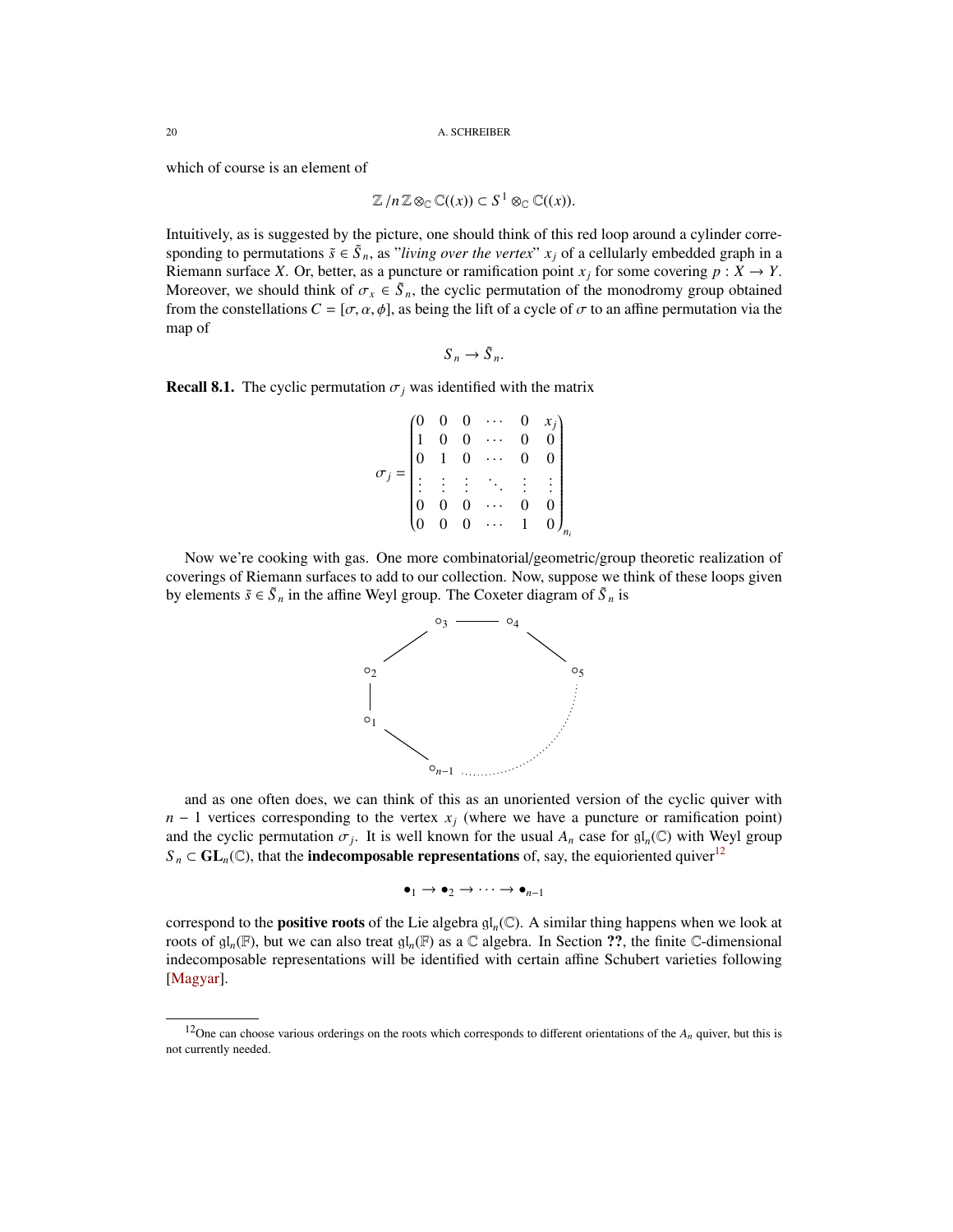which of course is an element of

$$\mathbb{Z}/n\mathbb{Z} \otimes_{\mathbb{C}} \mathbb{C}((x)) \subset S^1 \otimes_{\mathbb{C}} \mathbb{C}((x)).$$

Intuitively, as is suggested by the picture, one should think of this red loop around a cylinder corresponding to permutations $\tilde{s} \in \tilde{S}_n$, as "*living over the vertex*" $x_j$ of a cellularly embedded graph in a Riemann surface $X$. Or, better, as a puncture or ramification point $x_j$ for some covering $p : X \to Y$. Moreover, we should think of $\sigma_x \in \tilde{S}_n$, the cyclic permutation of the monodromy group obtained from the constellations $C = [\sigma, \alpha, \phi]$, as being the lift of a cycle of $\sigma$ to an affine permutation via the map of

$$S_n \to \tilde{S}_n.$$

**Recall 8.1.** The cyclic permutation $\sigma_j$ was identified with the matrix

$$\sigma_j = \begin{pmatrix} 0 & 0 & 0 & \cdots & 0 & x_j \\ 1 & 0 & 0 & \cdots & 0 & 0 \\ 0 & 1 & 0 & \cdots & 0 & 0 \\ \vdots & \vdots & \vdots & \ddots & \vdots & \vdots \\ 0 & 0 & 0 & \cdots & 0 & 0 \\ 0 & 0 & 0 & \cdots & 1 & 0 \end{pmatrix}_{n_i}$$

Now we're cooking with gas. One more combinatorial/geometric/group theoretic realization of coverings of Riemann surfaces to add to our collection. Now, suppose we think of these loops given by elements $\tilde{s} \in \tilde{S}_n$ in the affine Weyl group. The Coxeter diagram of $\tilde{S}_n$ is

$$\circ_1 - \circ_2 - \circ_3 - \circ_4 - \circ_5 \cdots \circ_{n-1} - \circ_1$$

and as one often does, we can think of this as an unoriented version of the cyclic quiver with $n-1$ vertices corresponding to the vertex $x_j$ (where we have a puncture or ramification point) and the cyclic permutation $\sigma_j$. It is well known for the usual $A_n$ case for $\mathfrak{gl}_n(\mathbb{C})$ with Weyl group $S_n \subset \mathbf{GL}_n(\mathbb{C})$, that the **indecomposable representations** of, say, the equioriented quiver[12]

$$\bullet_1 \to \bullet_2 \to \cdots \to \bullet_{n-1}$$

correspond to the **positive roots** of the Lie algebra $\mathfrak{gl}_n(\mathbb{C})$. A similar thing happens when we look at roots of $\mathfrak{gl}_n(\mathbb{F})$, but we can also treat $\mathfrak{gl}_n(\mathbb{F})$ as a $\mathbb{C}$ algebra. In Section **??**, the finite $\mathbb{C}$-dimensional indecomposable representations will be identified with certain affine Schubert varieties following [Magyar].

[12] One can choose various orderings on the roots which corresponds to different orientations of the $A_n$ quiver, but this is not currently needed.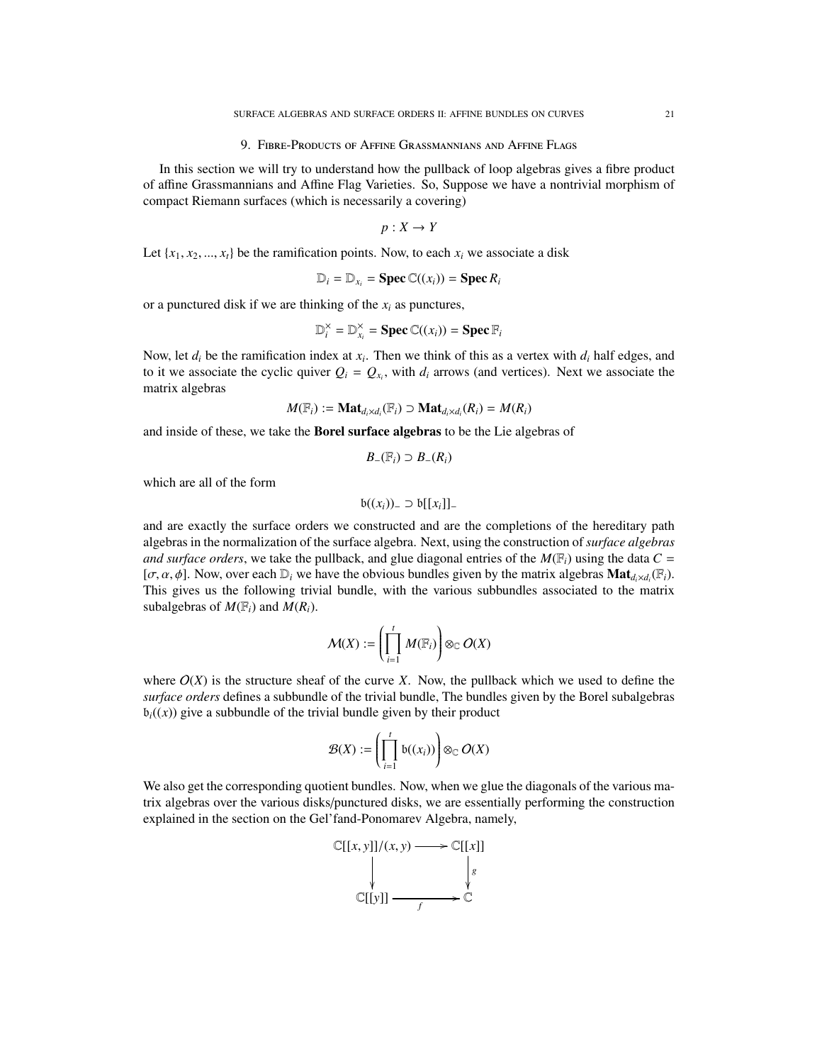## 9. Fibre-Products of Affine Grassmannians and Affine Flags

In this section we will try to understand how the pullback of loop algebras gives a fibre product of affine Grassmannians and Affine Flag Varieties. So, Suppose we have a nontrivial morphism of compact Riemann surfaces (which is necessarily a covering)

$$p : X \to Y$$

Let $\{x_1, x_2, ..., x_t\}$ be the ramification points. Now, to each $x_i$ we associate a disk

$$\mathbb{D}_i = \mathbb{D}_{x_i} = \mathbf{Spec}\, \mathbb{C}((x_i)) = \mathbf{Spec}\, R_i$$

or a punctured disk if we are thinking of the $x_i$ as punctures,

$$\mathbb{D}_i^\times = \mathbb{D}_{x_i}^\times = \mathbf{Spec}\, \mathbb{C}((x_i)) = \mathbf{Spec}\, \mathbb{F}_i$$

Now, let $d_i$ be the ramification index at $x_i$. Then we think of this as a vertex with $d_i$ half edges, and to it we associate the cyclic quiver $Q_i = Q_{x_i}$, with $d_i$ arrows (and vertices). Next we associate the matrix algebras

$$M(\mathbb{F}_i) := \mathbf{Mat}_{d_i \times d_i}(\mathbb{F}_i) \supset \mathbf{Mat}_{d_i \times d_i}(R_i) = M(R_i)$$

and inside of these, we take the **Borel surface algebras** to be the Lie algebras of

$$B_-(\mathbb{F}_i) \supset B_-(R_i)$$

which are all of the form

$$\mathfrak{b}((x_i))_- \supset \mathfrak{b}[[x_i]]_-$$

and are exactly the surface orders we constructed and are the completions of the hereditary path algebras in the normalization of the surface algebra. Next, using the construction of *surface algebras and surface orders*, we take the pullback, and glue diagonal entries of the $M(\mathbb{F}_i)$ using the data $C = [\sigma, \alpha, \phi]$. Now, over each $\mathbb{D}_i$ we have the obvious bundles given by the matrix algebras $\mathbf{Mat}_{d_i \times d_i}(\mathbb{F}_i)$. This gives us the following trivial bundle, with the various subbundles associated to the matrix subalgebras of $M(\mathbb{F}_i)$ and $M(R_i)$.

$$\mathcal{M}(X) := \left( \prod_{i=1}^{t} M(\mathbb{F}_i) \right) \otimes_{\mathbb{C}} \mathcal{O}(X)$$

where $\mathcal{O}(X)$ is the structure sheaf of the curve $X$. Now, the pullback which we used to define the *surface orders* defines a subbundle of the trivial bundle, The bundles given by the Borel subalgebras $\mathfrak{b}_i((x))$ give a subbundle of the trivial bundle given by their product

$$\mathcal{B}(X) := \left( \prod_{i=1}^{t} \mathfrak{b}((x_i)) \right) \otimes_{\mathbb{C}} \mathcal{O}(X)$$

We also get the corresponding quotient bundles. Now, when we glue the diagonals of the various matrix algebras over the various disks/punctured disks, we are essentially performing the construction explained in the section on the Gel'fand-Ponomarev Algebra, namely,

$$\begin{array}{ccc} \mathbb{C}[[x,y]]/(x,y) & \longrightarrow & \mathbb{C}[[x]] \\ \big\downarrow & & \big\downarrow g \\ \mathbb{C}[[y]] & \xrightarrow{\quad f \quad} & \mathbb{C} \end{array}$$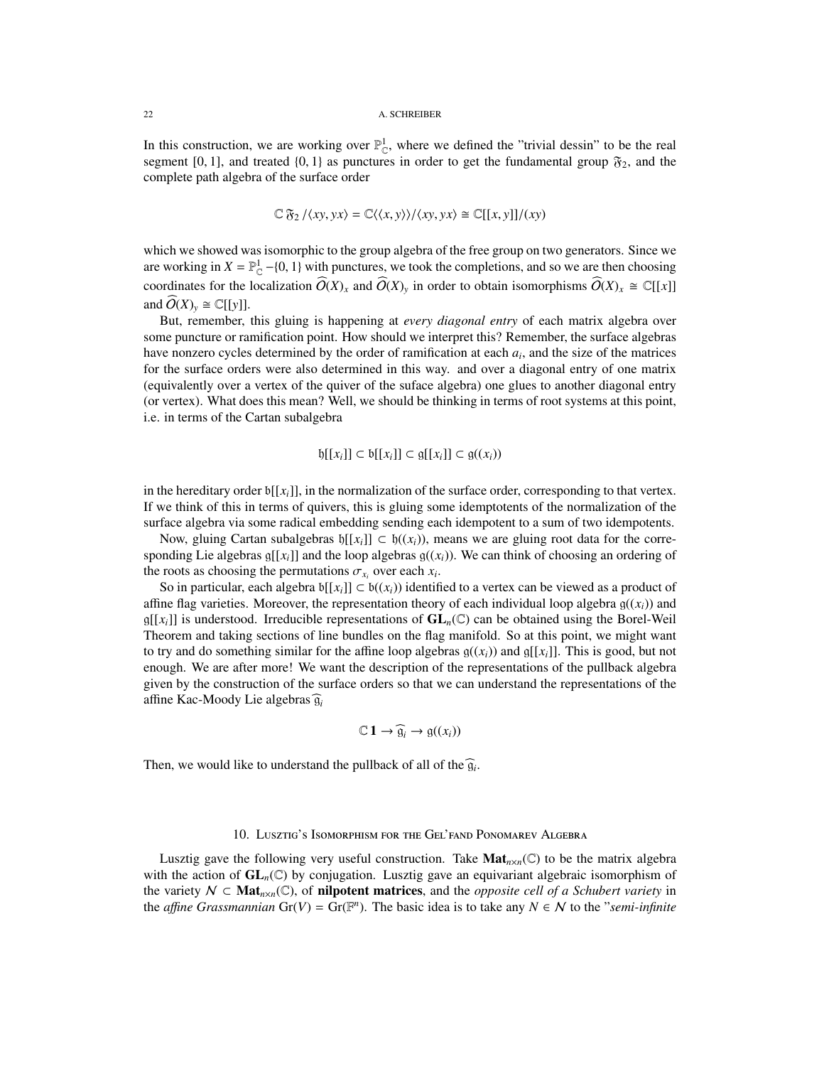In this construction, we are working over $\mathbb{P}^1_{\mathbb{C}}$, where we defined the "trivial dessin" to be the real segment $[0, 1]$, and treated $\{0, 1\}$ as punctures in order to get the fundamental group $\mathfrak{F}_2$, and the complete path algebra of the surface order

$$\mathbb{C}\,\mathfrak{F}_2\,/\langle xy, yx\rangle = \mathbb{C}\langle\langle x, y\rangle\rangle/\langle xy, yx\rangle \cong \mathbb{C}[[x, y]]/(xy)$$

which we showed was isomorphic to the group algebra of the free group on two generators. Since we are working in $X = \mathbb{P}^1_{\mathbb{C}} - \{0, 1\}$ with punctures, we took the completions, and so we are then choosing coordinates for the localization $\widehat{\mathcal{O}}(X)_x$ and $\widehat{\mathcal{O}}(X)_y$ in order to obtain isomorphisms $\widehat{\mathcal{O}}(X)_x \cong \mathbb{C}[[x]]$ and $\widehat{\mathcal{O}}(X)_y \cong \mathbb{C}[[y]]$.

But, remember, this gluing is happening at *every diagonal entry* of each matrix algebra over some puncture or ramification point. How should we interpret this? Remember, the surface algebras have nonzero cycles determined by the order of ramification at each $a_i$, and the size of the matrices for the surface orders were also determined in this way. and over a diagonal entry of one matrix (equivalently over a vertex of the quiver of the suface algebra) one glues to another diagonal entry (or vertex). What does this mean? Well, we should be thinking in terms of root systems at this point, i.e. in terms of the Cartan subalgebra

$$\mathfrak{h}[[x_i]] \subset \mathfrak{b}[[x_i]] \subset \mathfrak{g}[[x_i]] \subset \mathfrak{g}((x_i))$$

in the hereditary order $\mathfrak{b}[[x_i]]$, in the normalization of the surface order, corresponding to that vertex. If we think of this in terms of quivers, this is gluing some idemptotents of the normalization of the surface algebra via some radical embedding sending each idempotent to a sum of two idempotents.

Now, gluing Cartan subalgebras $\mathfrak{h}[[x_i]] \subset \mathfrak{h}((x_i))$, means we are gluing root data for the corresponding Lie algebras $\mathfrak{g}[[x_i]]$ and the loop algebras $\mathfrak{g}((x_i))$. We can think of choosing an ordering of the roots as choosing the permutations $\sigma_{x_i}$ over each $x_i$.

So in particular, each algebra $\mathfrak{b}[[x_i]] \subset \mathfrak{b}((x_i))$ identified to a vertex can be viewed as a product of affine flag varieties. Moreover, the representation theory of each individual loop algebra $\mathfrak{g}((x_i))$ and $\mathfrak{g}[[x_i]]$ is understood. Irreducible representations of $\mathbf{GL}_n(\mathbb{C})$ can be obtained using the Borel-Weil Theorem and taking sections of line bundles on the flag manifold. So at this point, we might want to try and do something similar for the affine loop algebras $\mathfrak{g}((x_i))$ and $\mathfrak{g}[[x_i]]$. This is good, but not enough. We are after more! We want the description of the representations of the pullback algebra given by the construction of the surface orders so that we can understand the representations of the affine Kac-Moody Lie algebras $\widehat{\mathfrak{g}}_i$

$$\mathbb{C}\,\mathbf{1} \to \widehat{\mathfrak{g}}_i \to \mathfrak{g}((x_i))$$

Then, we would like to understand the pullback of all of the $\widehat{\mathfrak{g}}_i$.

## 10. Lusztig's Isomorphism for the Gel'fand Ponomarev Algebra

Lusztig gave the following very useful construction. Take $\mathbf{Mat}_{n\times n}(\mathbb{C})$ to be the matrix algebra with the action of $\mathbf{GL}_n(\mathbb{C})$ by conjugation. Lusztig gave an equivariant algebraic isomorphism of the variety $\mathcal{N} \subset \mathbf{Mat}_{n\times n}(\mathbb{C})$, of **nilpotent matrices**, and the *opposite cell of a Schubert variety* in the *affine Grassmannian* $\mathrm{Gr}(V) = \mathrm{Gr}(\mathbb{F}^n)$. The basic idea is to take any $N \in \mathcal{N}$ to the "*semi-infinite*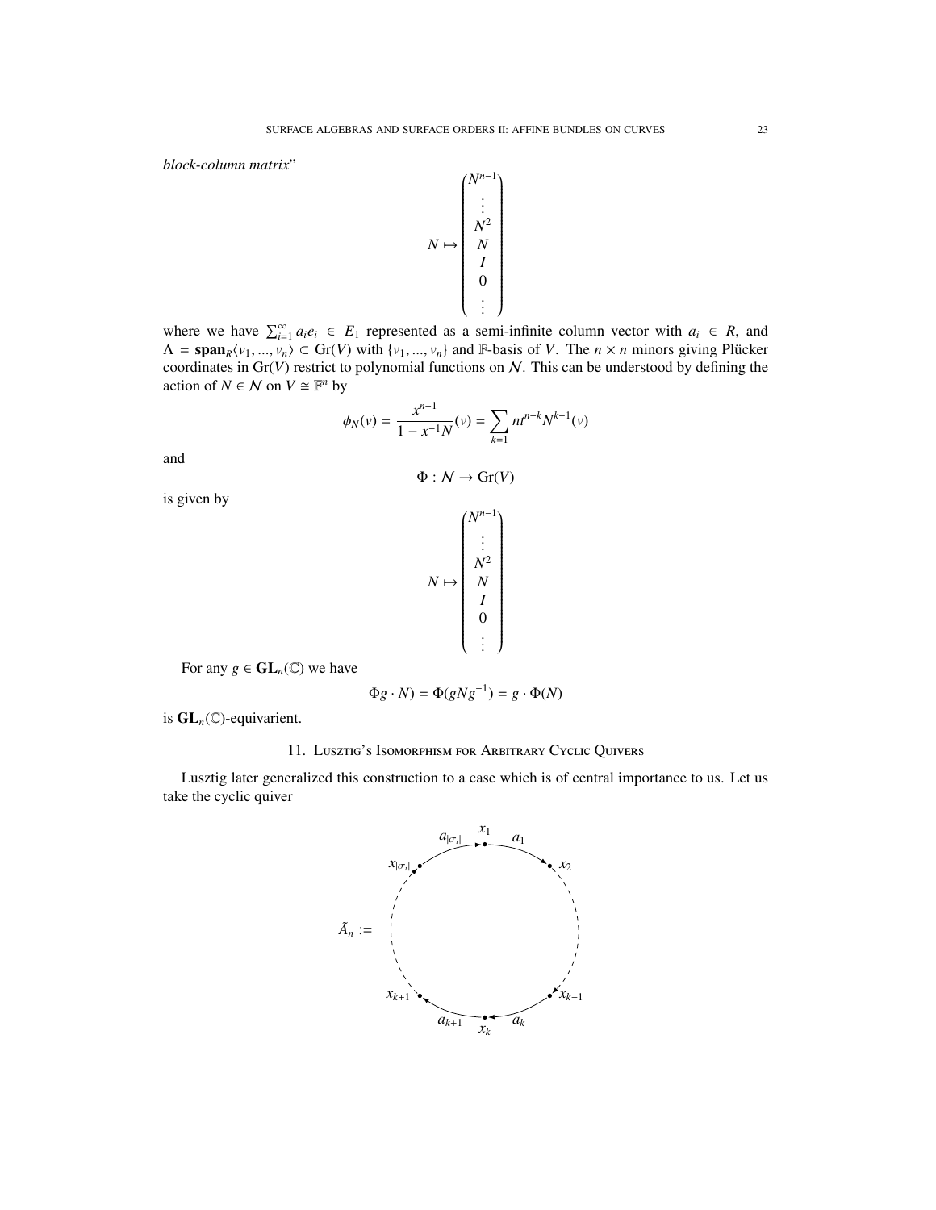*block-column matrix*"

$$N \mapsto \begin{pmatrix} N^{n-1} \\ \vdots \\ N^2 \\ N \\ I \\ 0 \\ \vdots \end{pmatrix}$$

where we have $\sum_{i=1}^{\infty} a_i e_i \in E_1$ represented as a semi-infinite column vector with $a_i \in R$, and $\Lambda = \mathbf{span}_R\langle v_1, ..., v_n\rangle \subset \mathrm{Gr}(V)$ with $\{v_1, ..., v_n\}$ and $\mathbb{F}$-basis of $V$. The $n \times n$ minors giving Plücker coordinates in $\mathrm{Gr}(V)$ restrict to polynomial functions on $\mathcal{N}$. This can be understood by defining the action of $N \in \mathcal{N}$ on $V \cong \mathbb{F}^n$ by

$$\phi_N(v) = \frac{x^{n-1}}{1 - x^{-1}N}(v) = \sum_{k=1} nt^{n-k} N^{k-1}(v)$$

and

$$\Phi : \mathcal{N} \to \mathrm{Gr}(V)$$

is given by

$$N \mapsto \begin{pmatrix} N^{n-1} \\ \vdots \\ N^2 \\ N \\ I \\ 0 \\ \vdots \end{pmatrix}$$

For any $g \in \mathbf{GL}_n(\mathbb{C})$ we have

$$\Phi g \cdot N) = \Phi(gNg^{-1}) = g \cdot \Phi(N)$$

is $\mathbf{GL}_n(\mathbb{C})$-equivarient.

## 11. Lusztig's Isomorphism for Arbitrary Cyclic Quivers

Lusztig later generalized this construction to a case which is of central importance to us. Let us take the cyclic quiver

$$\tilde{A}_n := \quad x_1 \xrightarrow{a_1} x_2 \dashrightarrow \cdots \dashrightarrow x_{k-1} \xrightarrow{a_k} x_k \xrightarrow{a_{k+1}} x_{k+1} \dashrightarrow \cdots \dashrightarrow x_{|\sigma_i|} \xrightarrow{a_{|\sigma_i|}} x_1$$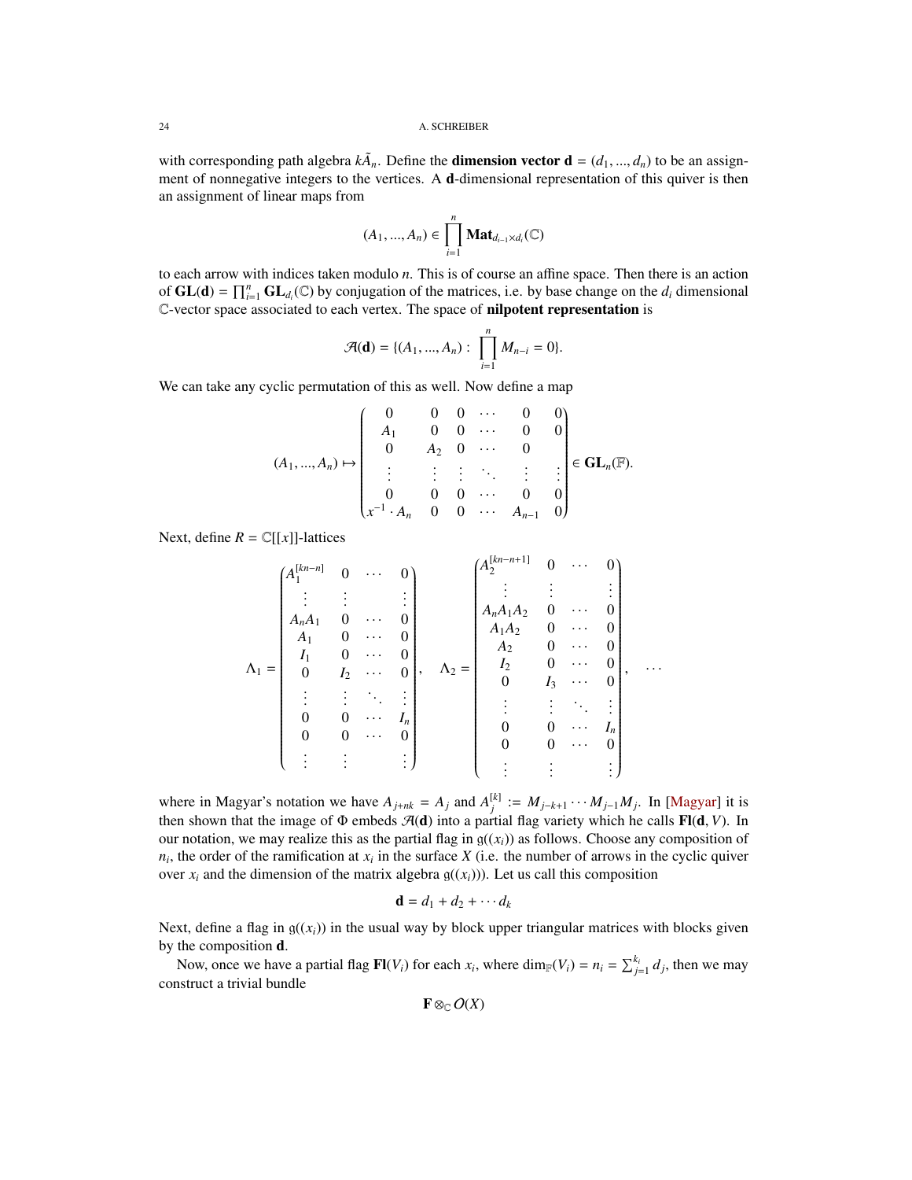with corresponding path algebra $k\tilde{A}_n$. Define the **dimension vector** $\mathbf{d} = (d_1, ..., d_n)$ to be an assignment of nonnegative integers to the vertices. A $\mathbf{d}$-dimensional representation of this quiver is then an assignment of linear maps from

$$(A_1, ..., A_n) \in \prod_{i=1}^{n} \mathbf{Mat}_{d_{i-1}\times d_i}(\mathbb{C})$$

to each arrow with indices taken modulo $n$. This is of course an affine space. Then there is an action of $\mathbf{GL}(\mathbf{d}) = \prod_{i=1}^{n} \mathbf{GL}_{d_i}(\mathbb{C})$ by conjugation of the matrices, i.e. by base change on the $d_i$ dimensional $\mathbb{C}$-vector space associated to each vertex. The space of **nilpotent representation** is

$$\mathcal{A}(\mathbf{d}) = \{(A_1, ..., A_n) : \prod_{i=1}^{n} M_{n-i} = 0\}.$$

We can take any cyclic permutation of this as well. Now define a map

$$(A_1, ..., A_n) \mapsto \begin{pmatrix} 0 & 0 & 0 & \cdots & 0 & 0 \\ A_1 & 0 & 0 & \cdots & 0 & 0 \\ 0 & A_2 & 0 & \cdots & 0 & \\ \vdots & \vdots & \vdots & \ddots & \vdots & \vdots \\ 0 & 0 & 0 & \cdots & 0 & 0 \\ x^{-1}\cdot A_n & 0 & 0 & \cdots & A_{n-1} & 0 \end{pmatrix} \in \mathbf{GL}_n(\mathbb{F}).$$

Next, define $R = \mathbb{C}[[x]]$-lattices

$$\Lambda_1 = \begin{pmatrix} A_1^{[kn-n]} & 0 & \cdots & 0 \\ \vdots & \vdots & & \vdots \\ A_nA_1 & 0 & \cdots & 0 \\ A_1 & 0 & \cdots & 0 \\ I_1 & 0 & \cdots & 0 \\ 0 & I_2 & \cdots & 0 \\ \vdots & \vdots & \ddots & \vdots \\ 0 & 0 & \cdots & I_n \\ 0 & 0 & \cdots & 0 \\ \vdots & \vdots & & \vdots \end{pmatrix}, \quad \Lambda_2 = \begin{pmatrix} A_2^{[kn-n+1]} & 0 & \cdots & 0 \\ \vdots & \vdots & & \vdots \\ A_nA_1A_2 & 0 & \cdots & 0 \\ A_1A_2 & 0 & \cdots & 0 \\ A_2 & 0 & \cdots & 0 \\ I_2 & 0 & \cdots & 0 \\ 0 & I_3 & \cdots & 0 \\ \vdots & \vdots & \ddots & \vdots \\ 0 & 0 & \cdots & I_n \\ 0 & 0 & \cdots & 0 \\ \vdots & \vdots & & \vdots \end{pmatrix}, \quad \cdots$$

where in Magyar's notation we have $A_{j+nk} = A_j$ and $A_j^{[k]} := M_{j-k+1}\cdots M_{j-1}M_j$. In [Magyar] it is then shown that the image of $\Phi$ embeds $\mathcal{A}(\mathbf{d})$ into a partial flag variety which he calls $\mathbf{Fl}(\mathbf{d}, V)$. In our notation, we may realize this as the partial flag in $\mathfrak{g}((x_i))$ as follows. Choose any composition of $n_i$, the order of the ramification at $x_i$ in the surface $X$ (i.e. the number of arrows in the cyclic quiver over $x_i$ and the dimension of the matrix algebra $\mathfrak{g}((x_i))$). Let us call this composition

$$\mathbf{d} = d_1 + d_2 + \cdots d_k$$

Next, define a flag in $\mathfrak{g}((x_i))$ in the usual way by block upper triangular matrices with blocks given by the composition $\mathbf{d}$.

Now, once we have a partial flag $\mathbf{Fl}(V_i)$ for each $x_i$, where $\dim_{\mathbb{F}}(V_i) = n_i = \sum_{j=1}^{k_i} d_j$, then we may construct a trivial bundle

$$\mathbf{F} \otimes_{\mathbb{C}} O(X)$$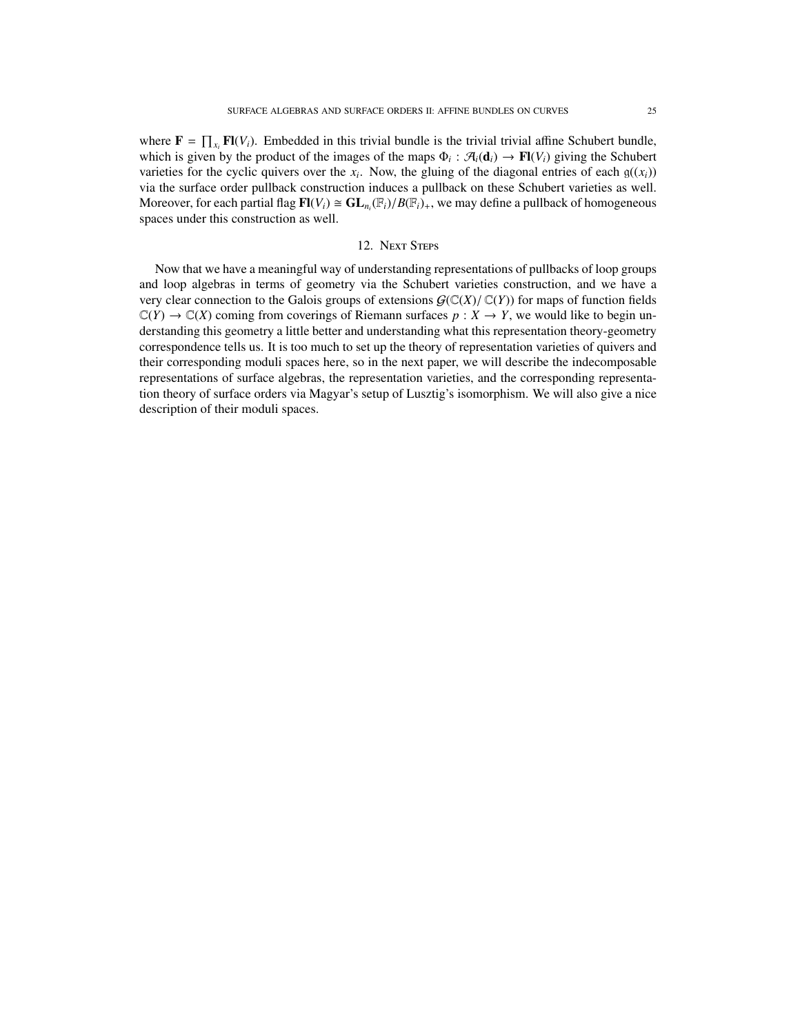where $\mathbf{F} = \prod_{x_i} \mathbf{Fl}(V_i)$. Embedded in this trivial bundle is the trivial trivial affine Schubert bundle, which is given by the product of the images of the maps $\Phi_i : \mathcal{A}_i(\mathbf{d}_i) \to \mathbf{Fl}(V_i)$ giving the Schubert varieties for the cyclic quivers over the $x_i$. Now, the gluing of the diagonal entries of each $\mathfrak{g}((x_i))$ via the surface order pullback construction induces a pullback on these Schubert varieties as well. Moreover, for each partial flag $\mathbf{Fl}(V_i) \cong \mathbf{GL}_{n_i}(\mathbb{F}_i)/B(\mathbb{F}_i)_+$, we may define a pullback of homogeneous spaces under this construction as well.

## 12. Next Steps

Now that we have a meaningful way of understanding representations of pullbacks of loop groups and loop algebras in terms of geometry via the Schubert varieties construction, and we have a very clear connection to the Galois groups of extensions $\mathcal{G}(\mathbb{C}(X)/\,\mathbb{C}(Y))$ for maps of function fields $\mathbb{C}(Y) \to \mathbb{C}(X)$ coming from coverings of Riemann surfaces $p : X \to Y$, we would like to begin understanding this geometry a little better and understanding what this representation theory-geometry correspondence tells us. It is too much to set up the theory of representation varieties of quivers and their corresponding moduli spaces here, so in the next paper, we will describe the indecomposable representations of surface algebras, the representation varieties, and the corresponding representation theory of surface orders via Magyar's setup of Lusztig's isomorphism. We will also give a nice description of their moduli spaces.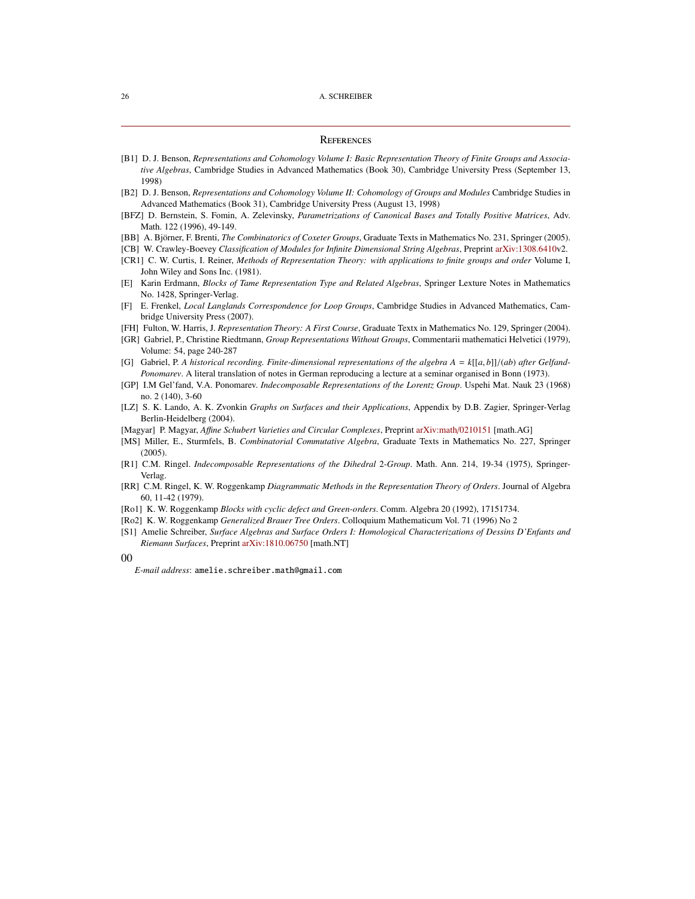## References

[B1] D. J. Benson, *Representations and Cohomology Volume I: Basic Representation Theory of Finite Groups and Associative Algebras*, Cambridge Studies in Advanced Mathematics (Book 30), Cambridge University Press (September 13, 1998)

[B2] D. J. Benson, *Representations and Cohomology Volume II: Cohomology of Groups and Modules* Cambridge Studies in Advanced Mathematics (Book 31), Cambridge University Press (August 13, 1998)

[BFZ] D. Bernstein, S. Fomin, A. Zelevinsky, *Parametrizations of Canonical Bases and Totally Positive Matrices*, Adv. Math. 122 (1996), 49-149.

[BB] A. Björner, F. Brenti, *The Combinatorics of Coxeter Groups*, Graduate Texts in Mathematics No. 231, Springer (2005).

[CB] W. Crawley-Boevey *Classification of Modules for Infinite Dimensional String Algebras*, Preprint arXiv:1308.6410v2.

[CR1] C. W. Curtis, I. Reiner, *Methods of Representation Theory: with applications to finite groups and order* Volume I, John Wiley and Sons Inc. (1981).

[E] Karin Erdmann, *Blocks of Tame Representation Type and Related Algebras*, Springer Lexture Notes in Mathematics No. 1428, Springer-Verlag.

[F] E. Frenkel, *Local Langlands Correspondence for Loop Groups*, Cambridge Studies in Advanced Mathematics, Cambridge University Press (2007).

[FH] Fulton, W. Harris, J. *Representation Theory: A First Course*, Graduate Textx in Mathematics No. 129, Springer (2004).

[GR] Gabriel, P., Christine Riedtmann, *Group Representations Without Groups*, Commentarii mathematici Helvetici (1979), Volume: 54, page 240-287

[G] Gabriel, P. *A historical recording. Finite-dimensional representations of the algebra $A = k[[a, b]]/(ab)$ after Gelfand-Ponomarev*. A literal translation of notes in German reproducing a lecture at a seminar organised in Bonn (1973).

[GP] I.M Gel'fand, V.A. Ponomarev. *Indecomposable Representations of the Lorentz Group*. Uspehi Mat. Nauk 23 (1968) no. 2 (140), 3-60

[LZ] S. K. Lando, A. K. Zvonkin *Graphs on Surfaces and their Applications*, Appendix by D.B. Zagier, Springer-Verlag Berlin-Heidelberg (2004).

[Magyar] P. Magyar, *Affine Schubert Varieties and Circular Complexes*, Preprint arXiv:math/0210151 [math.AG]

[MS] Miller, E., Sturmfels, B. *Combinatorial Commutative Algebra*, Graduate Texts in Mathematics No. 227, Springer (2005).

[R1] C.M. Ringel. *Indecomposable Representations of the Dihedral 2-Group*. Math. Ann. 214, 19-34 (1975), Springer-Verlag.

[RR] C.M. Ringel, K. W. Roggenkamp *Diagrammatic Methods in the Representation Theory of Orders*. Journal of Algebra 60, 11-42 (1979).

[Ro1] K. W. Roggenkamp *Blocks with cyclic defect and Green-orders*. Comm. Algebra 20 (1992), 17151734.

[Ro2] K. W. Roggenkamp *Generalized Brauer Tree Orders*. Colloquium Mathematicum Vol. 71 (1996) No 2

[S1] Amelie Schreiber, *Surface Algebras and Surface Orders I: Homological Characterizations of Dessins D'Enfants and Riemann Surfaces*, Preprint arXiv:1810.06750 [math.NT]

00

*E-mail address*: amelie.schreiber.math@gmail.com